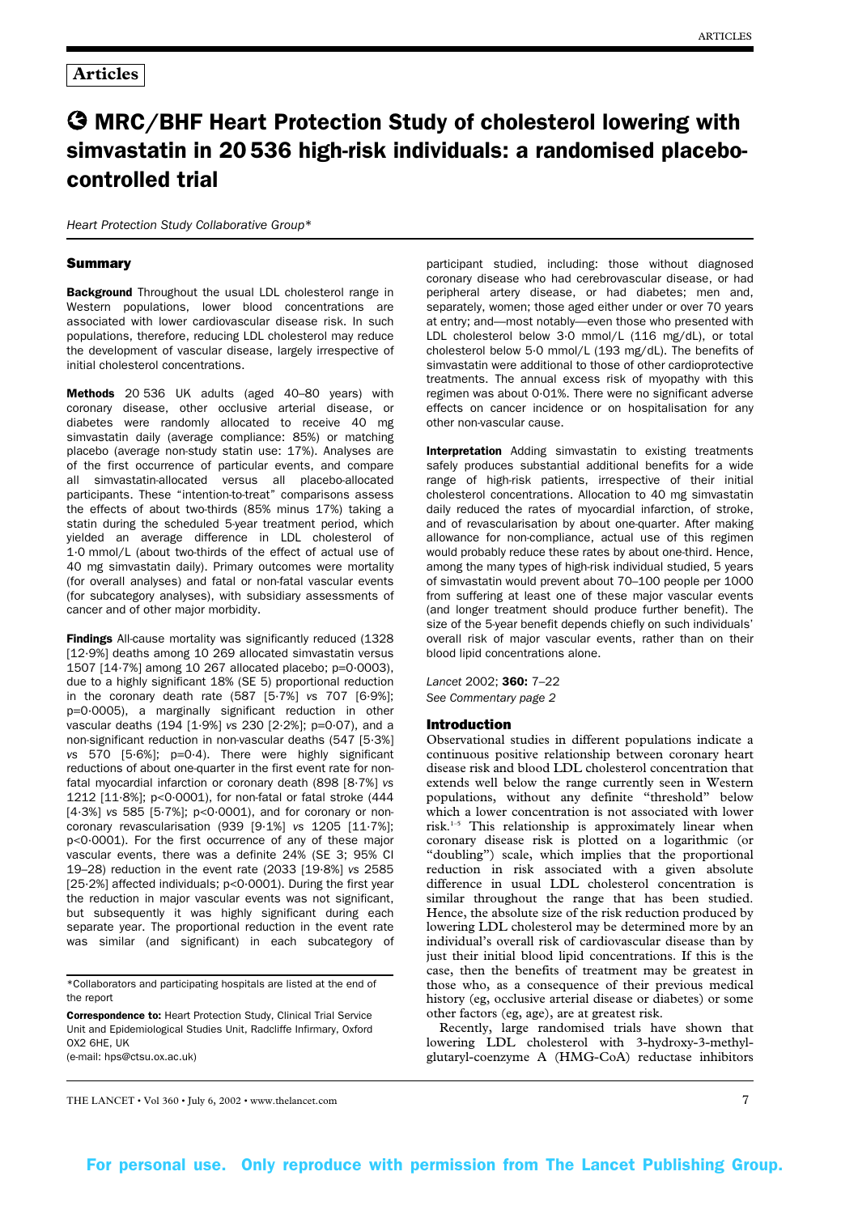**Articles**

# MRC/BHF Heart Protection Study of cholesterol lowering with simvastatin in 20 536 high-risk individuals: a randomised placebo-controlled trial

*Heart Protection Study Collaborative Group\**

## Summary

**Background** Throughout the usual LDL cholesterol range in Western populations, lower blood concentrations are associated with lower cardiovascular disease risk. In such populations, therefore, reducing LDL cholesterol may reduce the development of vascular disease, largely irrespective of initial cholesterol concentrations.

**Methods** 20 536 UK adults (aged 40–80 years) with coronary disease, other occlusive arterial disease, or diabetes were randomly allocated to receive 40 mg simvastatin daily (average compliance: 85%) or matching placebo (average non-study statin use: 17%). Analyses are of the first occurrence of particular events, and compare all simvastatin-allocated versus all placebo-allocated participants. These "intention-to-treat" comparisons assess the effects of about two-thirds (85% minus 17%) taking a statin during the scheduled 5-year treatment period, which yielded an average difference in LDL cholesterol of 1·0 mmol/L (about two-thirds of the effect of actual use of 40 mg simvastatin daily). Primary outcomes were mortality (for overall analyses) and fatal or non-fatal vascular events (for subcategory analyses), with subsidiary assessments of cancer and of other major morbidity.

**Findings** All-cause mortality was significantly reduced (1328 [12·9%] deaths among 10 269 allocated simvastatin versus 1507 [14·7%] among 10 267 allocated placebo; p=0·0003), due to a highly significant 18% (SE 5) proportional reduction in the coronary death rate (587 [5·7%] *vs* 707 [6·9%]; p=0·0005), a marginally significant reduction in other vascular deaths (194 [1·9%] *vs* 230 [2·2%]; p=0·07), and a non-significant reduction in non-vascular deaths (547 [5·3%] *vs* 570 [5·6%]; p=0·4). There were highly significant reductions of about one-quarter in the first event rate for non-fatal myocardial infarction or coronary death (898 [8·7%] *vs* 1212 [11·8%]; p<0·0001), for non-fatal or fatal stroke (444 [4·3%] *vs* 585 [5·7%]; p<0·0001), and for coronary or non-coronary revascularisation (939 [9·1%] *vs* 1205 [11·7%]; p<0·0001). For the first occurrence of any of these major vascular events, there was a definite 24% (SE 3; 95% CI 19–28) reduction in the event rate (2033 [19·8%] *vs* 2585 [25·2%] affected individuals; p<0·0001). During the first year the reduction in major vascular events was not significant, but subsequently it was highly significant during each separate year. The proportional reduction in the event rate was similar (and significant) in each subcategory of participant studied, including: those without diagnosed coronary disease who had cerebrovascular disease, or had peripheral artery disease, or had diabetes; men and, separately, women; those aged either under or over 70 years at entry; and—most notably—even those who presented with LDL cholesterol below 3·0 mmol/L (116 mg/dL), or total cholesterol below 5·0 mmol/L (193 mg/dL). The benefits of simvastatin were additional to those of other cardioprotective treatments. The annual excess risk of myopathy with this regimen was about 0·01%. There were no significant adverse effects on cancer incidence or on hospitalisation for any other non-vascular cause.

**Interpretation** Adding simvastatin to existing treatments safely produces substantial additional benefits for a wide range of high-risk patients, irrespective of their initial cholesterol concentrations. Allocation to 40 mg simvastatin daily reduced the rates of myocardial infarction, of stroke, and of revascularisation by about one-quarter. After making allowance for non-compliance, actual use of this regimen would probably reduce these rates by about one-third. Hence, among the many types of high-risk individual studied, 5 years of simvastatin would prevent about 70–100 people per 1000 from suffering at least one of these major vascular events (and longer treatment should produce further benefit). The size of the 5-year benefit depends chiefly on such individuals' overall risk of major vascular events, rather than on their blood lipid concentrations alone.

*Lancet* 2002; **360:** 7–22

*See Commentary page 2*

\*Collaborators and participating hospitals are listed at the end of the report

**Correspondence to:** Heart Protection Study, Clinical Trial Service Unit and Epidemiological Studies Unit, Radcliffe Infirmary, Oxford OX2 6HE, UK
(e-mail: hps@ctsu.ox.ac.uk)

## Introduction

Observational studies in different populations indicate a continuous positive relationship between coronary heart disease risk and blood LDL cholesterol concentration that extends well below the range currently seen in Western populations, without any definite "threshold" below which a lower concentration is not associated with lower risk.[1–5] This relationship is approximately linear when coronary disease risk is plotted on a logarithmic (or "doubling") scale, which implies that the proportional reduction in risk associated with a given absolute difference in usual LDL cholesterol concentration is similar throughout the range that has been studied. Hence, the absolute size of the risk reduction produced by lowering LDL cholesterol may be determined more by an individual's overall risk of cardiovascular disease than by just their initial blood lipid concentrations. If this is the case, then the benefits of treatment may be greatest in those who, as a consequence of their previous medical history (eg, occlusive arterial disease or diabetes) or some other factors (eg, age), are at greatest risk.

Recently, large randomised trials have shown that lowering LDL cholesterol with 3-hydroxy-3-methyl-glutaryl-coenzyme A (HMG-CoA) reductase inhibitors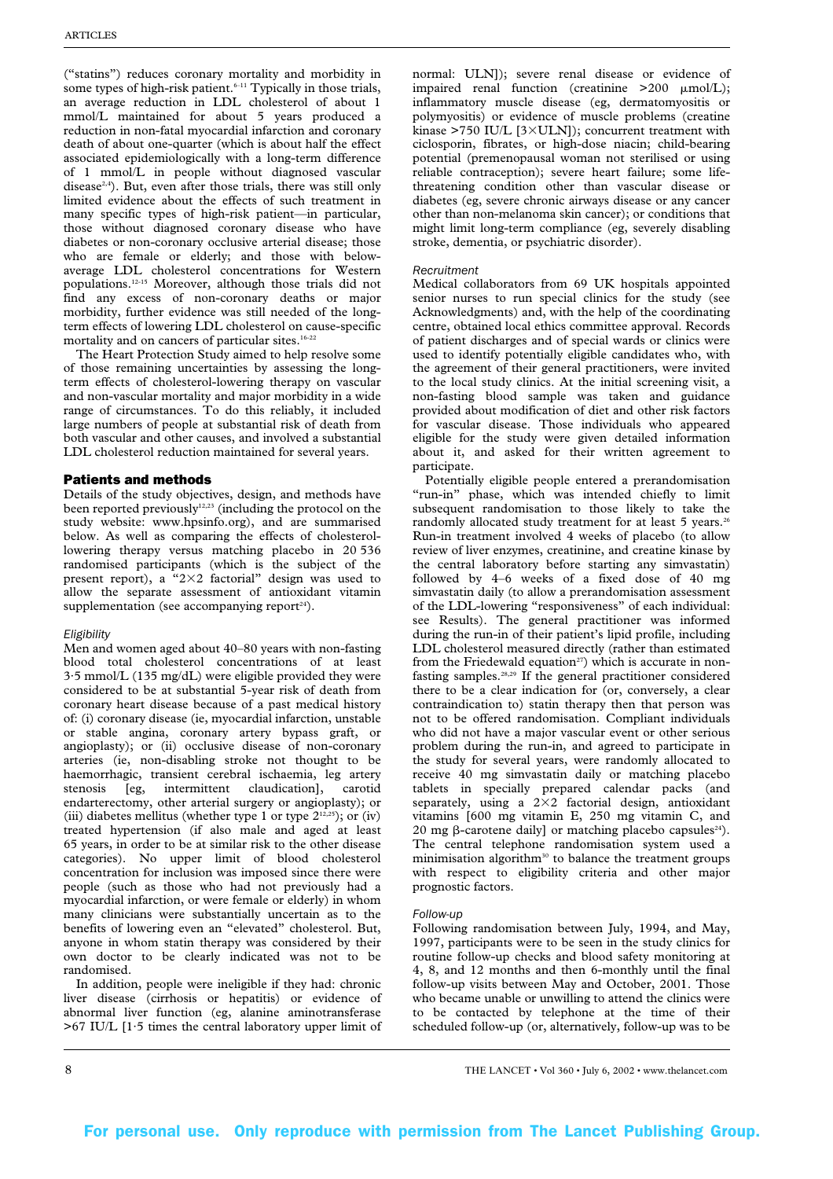("statins") reduces coronary mortality and morbidity in some types of high-risk patient.[6–11] Typically in those trials, an average reduction in LDL cholesterol of about 1 mmol/L maintained for about 5 years produced a reduction in non-fatal myocardial infarction and coronary death of about one-quarter (which is about half the effect associated epidemiologically with a long-term difference of 1 mmol/L in people without diagnosed vascular disease[2,4]). But, even after those trials, there was still only limited evidence about the effects of such treatment in many specific types of high-risk patient—in particular, those without diagnosed coronary disease who have diabetes or non-coronary occlusive arterial disease; those who are female or elderly; and those with below-average LDL cholesterol concentrations for Western populations.[12-15] Moreover, although those trials did not find any excess of non-coronary deaths or major morbidity, further evidence was still needed of the long-term effects of lowering LDL cholesterol on cause-specific mortality and on cancers of particular sites.[16-22]

The Heart Protection Study aimed to help resolve some of those remaining uncertainties by assessing the long-term effects of cholesterol-lowering therapy on vascular and non-vascular mortality and major morbidity in a wide range of circumstances. To do this reliably, it included large numbers of people at substantial risk of death from both vascular and other causes, and involved a substantial LDL cholesterol reduction maintained for several years.

## Patients and methods

Details of the study objectives, design, and methods have been reported previously[12,23] (including the protocol on the study website: www.hpsinfo.org), and are summarised below. As well as comparing the effects of cholesterol-lowering therapy versus matching placebo in 20 536 randomised participants (which is the subject of the present report), a "2×2 factorial" design was used to allow the separate assessment of antioxidant vitamin supplementation (see accompanying report[24]).

### *Eligibility*

Men and women aged about 40–80 years with non-fasting blood total cholesterol concentrations of at least 3·5 mmol/L (135 mg/dL) were eligible provided they were considered to be at substantial 5-year risk of death from coronary heart disease because of a past medical history of: (i) coronary disease (ie, myocardial infarction, unstable or stable angina, coronary artery bypass graft, or angioplasty); or (ii) occlusive disease of non-coronary arteries (ie, non-disabling stroke not thought to be haemorrhagic, transient cerebral ischaemia, leg artery stenosis [eg, intermittent claudication], carotid endarterectomy, other arterial surgery or angioplasty); or (iii) diabetes mellitus (whether type 1 or type 2[12,25]); or (iv) treated hypertension (if also male and aged at least 65 years, in order to be at similar risk to the other disease categories). No upper limit of blood cholesterol concentration for inclusion was imposed since there were people (such as those who had not previously had a myocardial infarction, or were female or elderly) in whom many clinicians were substantially uncertain as to the benefits of lowering even an "elevated" cholesterol. But, anyone in whom statin therapy was considered by their own doctor to be clearly indicated was not to be randomised.

In addition, people were ineligible if they had: chronic liver disease (cirrhosis or hepatitis) or evidence of abnormal liver function (eg, alanine aminotransferase >67 IU/L [1·5 times the central laboratory upper limit of normal: ULN]); severe renal disease or evidence of impaired renal function (creatinine >200 μmol/L); inflammatory muscle disease (eg, dermatomyositis or polymyositis) or evidence of muscle problems (creatine kinase >750 IU/L [3×ULN]); concurrent treatment with ciclosporin, fibrates, or high-dose niacin; child-bearing potential (premenopausal woman not sterilised or using reliable contraception); severe heart failure; some life-threatening condition other than vascular disease or diabetes (eg, severe chronic airways disease or any cancer other than non-melanoma skin cancer); or conditions that might limit long-term compliance (eg, severely disabling stroke, dementia, or psychiatric disorder).

### *Recruitment*

Medical collaborators from 69 UK hospitals appointed senior nurses to run special clinics for the study (see Acknowledgments) and, with the help of the coordinating centre, obtained local ethics committee approval. Records of patient discharges and of special wards or clinics were used to identify potentially eligible candidates who, with the agreement of their general practitioners, were invited to the local study clinics. At the initial screening visit, a non-fasting blood sample was taken and guidance provided about modification of diet and other risk factors for vascular disease. Those individuals who appeared eligible for the study were given detailed information about it, and asked for their written agreement to participate.

Potentially eligible people entered a prerandomisation "run-in" phase, which was intended chiefly to limit subsequent randomisation to those likely to take the randomly allocated study treatment for at least 5 years.[26] Run-in treatment involved 4 weeks of placebo (to allow review of liver enzymes, creatinine, and creatine kinase by the central laboratory before starting any simvastatin) followed by 4–6 weeks of a fixed dose of 40 mg simvastatin daily (to allow a prerandomisation assessment of the LDL-lowering "responsiveness" of each individual: see Results). The general practitioner was informed during the run-in of their patient's lipid profile, including LDL cholesterol measured directly (rather than estimated from the Friedewald equation[27]) which is accurate in non-fasting samples.[28,29] If the general practitioner considered there to be a clear indication for (or, conversely, a clear contraindication to) statin therapy then that person was not to be offered randomisation. Compliant individuals who did not have a major vascular event or other serious problem during the run-in, and agreed to participate in the study for several years, were randomly allocated to receive 40 mg simvastatin daily or matching placebo tablets in specially prepared calendar packs (and separately, using a 2×2 factorial design, antioxidant vitamins [600 mg vitamin E, 250 mg vitamin C, and 20 mg β-carotene daily] or matching placebo capsules[24]). The central telephone randomisation system used a minimisation algorithm[30] to balance the treatment groups with respect to eligibility criteria and other major prognostic factors.

### *Follow-up*

Following randomisation between July, 1994, and May, 1997, participants were to be seen in the study clinics for routine follow-up checks and blood safety monitoring at 4, 8, and 12 months and then 6-monthly until the final follow-up visits between May and October, 2001. Those who became unable or unwilling to attend the clinics were to be contacted by telephone at the time of their scheduled follow-up (or, alternatively, follow-up was to be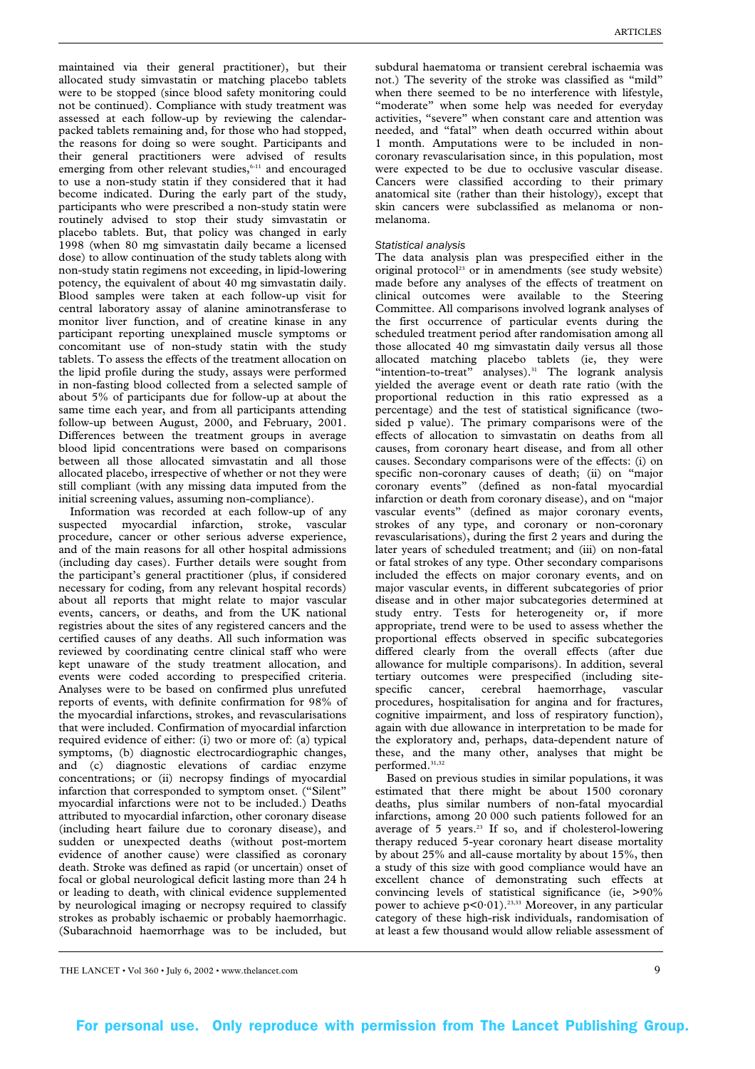maintained via their general practitioner), but their allocated study simvastatin or matching placebo tablets were to be stopped (since blood safety monitoring could not be continued). Compliance with study treatment was assessed at each follow-up by reviewing the calendar-packed tablets remaining and, for those who had stopped, the reasons for doing so were sought. Participants and their general practitioners were advised of results emerging from other relevant studies,[6-11] and encouraged to use a non-study statin if they considered that it had become indicated. During the early part of the study, participants who were prescribed a non-study statin were routinely advised to stop their study simvastatin or placebo tablets. But, that policy was changed in early 1998 (when 80 mg simvastatin daily became a licensed dose) to allow continuation of the study tablets along with non-study statin regimens not exceeding, in lipid-lowering potency, the equivalent of about 40 mg simvastatin daily. Blood samples were taken at each follow-up visit for central laboratory assay of alanine aminotransferase to monitor liver function, and of creatine kinase in any participant reporting unexplained muscle symptoms or concomitant use of non-study statin with the study tablets. To assess the effects of the treatment allocation on the lipid profile during the study, assays were performed in non-fasting blood collected from a selected sample of about 5% of participants due for follow-up at about the same time each year, and from all participants attending follow-up between August, 2000, and February, 2001. Differences between the treatment groups in average blood lipid concentrations were based on comparisons between all those allocated simvastatin and all those allocated placebo, irrespective of whether or not they were still compliant (with any missing data imputed from the initial screening values, assuming non-compliance).

Information was recorded at each follow-up of any suspected myocardial infarction, stroke, vascular procedure, cancer or other serious adverse experience, and of the main reasons for all other hospital admissions (including day cases). Further details were sought from the participant's general practitioner (plus, if considered necessary for coding, from any relevant hospital records) about all reports that might relate to major vascular events, cancers, or deaths, and from the UK national registries about the sites of any registered cancers and the certified causes of any deaths. All such information was reviewed by coordinating centre clinical staff who were kept unaware of the study treatment allocation, and events were coded according to prespecified criteria. Analyses were to be based on confirmed plus unrefuted reports of events, with definite confirmation for 98% of the myocardial infarctions, strokes, and revascularisations that were included. Confirmation of myocardial infarction required evidence of either: (i) two or more of: (a) typical symptoms, (b) diagnostic electrocardiographic changes, and (c) diagnostic elevations of cardiac enzyme concentrations; or (ii) necropsy findings of myocardial infarction that corresponded to symptom onset. ("Silent" myocardial infarctions were not to be included.) Deaths attributed to myocardial infarction, other coronary disease (including heart failure due to coronary disease), and sudden or unexpected deaths (without post-mortem evidence of another cause) were classified as coronary death. Stroke was defined as rapid (or uncertain) onset of focal or global neurological deficit lasting more than 24 h or leading to death, with clinical evidence supplemented by neurological imaging or necropsy required to classify strokes as probably ischaemic or probably haemorrhagic. (Subarachnoid haemorrhage was to be included, but subdural haematoma or transient cerebral ischaemia was not.) The severity of the stroke was classified as "mild" when there seemed to be no interference with lifestyle, "moderate" when some help was needed for everyday activities, "severe" when constant care and attention was needed, and "fatal" when death occurred within about 1 month. Amputations were to be included in non-coronary revascularisation since, in this population, most were expected to be due to occlusive vascular disease. Cancers were classified according to their primary anatomical site (rather than their histology), except that skin cancers were subclassified as melanoma or non-melanoma.

### *Statistical analysis*

The data analysis plan was prespecified either in the original protocol[23] or in amendments (see study website) made before any analyses of the effects of treatment on clinical outcomes were available to the Steering Committee. All comparisons involved logrank analyses of the first occurrence of particular events during the scheduled treatment period after randomisation among all those allocated 40 mg simvastatin daily versus all those allocated matching placebo tablets (ie, they were "intention-to-treat" analyses).[31] The logrank analysis yielded the average event or death rate ratio (with the proportional reduction in this ratio expressed as a percentage) and the test of statistical significance (two-sided p value). The primary comparisons were of the effects of allocation to simvastatin on deaths from all causes, from coronary heart disease, and from all other causes. Secondary comparisons were of the effects: (i) on specific non-coronary causes of death; (ii) on "major coronary events" (defined as non-fatal myocardial infarction or death from coronary disease), and on "major vascular events" (defined as major coronary events, strokes of any type, and coronary or non-coronary revascularisations), during the first 2 years and during the later years of scheduled treatment; and (iii) on non-fatal or fatal strokes of any type. Other secondary comparisons included the effects on major coronary events, and on major vascular events, in different subcategories of prior disease and in other major subcategories determined at study entry. Tests for heterogeneity or, if more appropriate, trend were to be used to assess whether the proportional effects observed in specific subcategories differed clearly from the overall effects (after due allowance for multiple comparisons). In addition, several tertiary outcomes were prespecified (including site-specific cancer, cerebral haemorrhage, vascular procedures, hospitalisation for angina and for fractures, cognitive impairment, and loss of respiratory function), again with due allowance in interpretation to be made for the exploratory and, perhaps, data-dependent nature of these, and the many other, analyses that might be performed.[31,32]

Based on previous studies in similar populations, it was estimated that there might be about 1500 coronary deaths, plus similar numbers of non-fatal myocardial infarctions, among 20 000 such patients followed for an average of 5 years.[23] If so, and if cholesterol-lowering therapy reduced 5-year coronary heart disease mortality by about 25% and all-cause mortality by about 15%, then a study of this size with good compliance would have an excellent chance of demonstrating such effects at convincing levels of statistical significance (ie, >90% power to achieve $p<0{\cdot}01$).[23,33] Moreover, in any particular category of these high-risk individuals, randomisation of at least a few thousand would allow reliable assessment of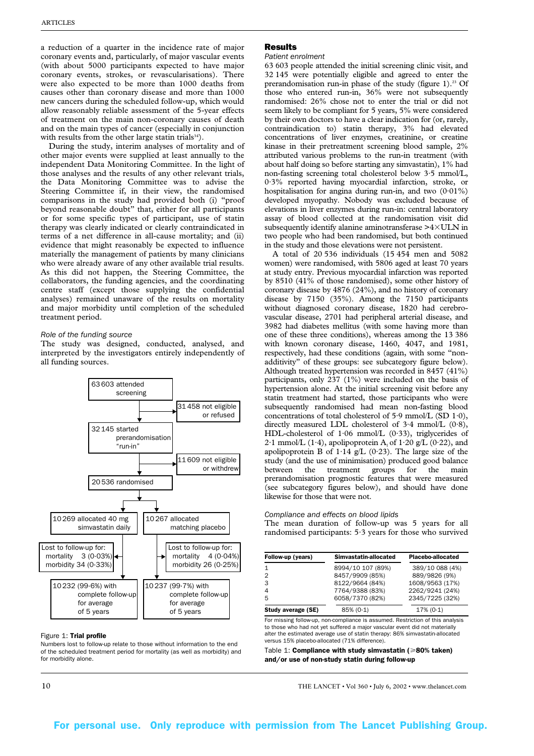a reduction of a quarter in the incidence rate of major coronary events and, particularly, of major vascular events (with about 5000 participants expected to have major coronary events, strokes, or revascularisations). There were also expected to be more than 1000 deaths from causes other than coronary disease and more than 1000 new cancers during the scheduled follow-up, which would allow reasonably reliable assessment of the 5-year effects of treatment on the main non-coronary causes of death and on the main types of cancer (especially in conjunction with results from the other large statin trials[34]).

During the study, interim analyses of mortality and of other major events were supplied at least annually to the independent Data Monitoring Committee. In the light of those analyses and the results of any other relevant trials, the Data Monitoring Committee was to advise the Steering Committee if, in their view, the randomised comparisons in the study had provided both (i) "proof beyond reasonable doubt" that, either for all participants or for some specific types of participant, use of statin therapy was clearly indicated or clearly contraindicated in terms of a net difference in all-cause mortality; and (ii) evidence that might reasonably be expected to influence materially the management of patients by many clinicians who were already aware of any other available trial results. As this did not happen, the Steering Committee, the collaborators, the funding agencies, and the coordinating centre staff (except those supplying the confidential analyses) remained unaware of the results on mortality and major morbidity until completion of the scheduled treatment period.

*Role of the funding source*

The study was designed, conducted, analysed, and interpreted by the investigators entirely independently of all funding sources.

63 603 attended screening → 31 458 not eligible or refused

32 145 started prerandomisation "run-in" → 11 609 not eligible or withdrew

20 536 randomised

10 269 allocated 40 mg simvastatin daily | 10 267 allocated matching placebo

Lost to follow-up for: mortality 3 (0·03%), morbidity 34 (0·33%) | Lost to follow-up for: mortality 4 (0·04%), morbidity 26 (0·25%)

10 232 (99·6%) with complete follow-up for average of 5 years | 10 237 (99·7%) with complete follow-up for average of 5 years

Figure 1: **Trial profile**

Numbers lost to follow-up relate to those without information to the end of the scheduled treatment period for mortality (as well as morbidity) and for morbidity alone.

## Results

*Patient enrolment*

63 603 people attended the initial screening clinic visit, and 32 145 were potentially eligible and agreed to enter the prerandomisation run-in phase of the study (figure 1).[23] Of those who entered run-in, 36% were not subsequently randomised: 26% chose not to enter the trial or did not seem likely to be compliant for 5 years, 5% were considered by their own doctors to have a clear indication for (or, rarely, contraindication to) statin therapy, 3% had elevated concentrations of liver enzymes, creatinine, or creatine kinase in their pretreatment screening blood sample, 2% attributed various problems to the run-in treatment (with about half doing so before starting any simvastatin), 1% had non-fasting screening total cholesterol below 3·5 mmol/L, 0·3% reported having myocardial infarction, stroke, or hospitalisation for angina during run-in, and two (0·01%) developed myopathy. Nobody was excluded because of elevations in liver enzymes during run-in: central laboratory assay of blood collected at the randomisation visit did subsequently identify alanine aminotransferase >4×ULN in two people who had been randomised, but both continued in the study and those elevations were not persistent.

A total of 20 536 individuals (15 454 men and 5082 women) were randomised, with 5806 aged at least 70 years at study entry. Previous myocardial infarction was reported by 8510 (41% of those randomised), some other history of coronary disease by 4876 (24%), and no history of coronary disease by 7150 (35%). Among the 7150 participants without diagnosed coronary disease, 1820 had cerebrovascular disease, 2701 had peripheral arterial disease, and 3982 had diabetes mellitus (with some having more than one of these three conditions), whereas among the 13 386 with known coronary disease, 1460, 4047, and 1981, respectively, had these conditions (again, with some "non-additivity" of these groups: see subcategory figure below). Although treated hypertension was recorded in 8457 (41%) participants, only 237 (1%) were included on the basis of hypertension alone. At the initial screening visit before any statin treatment had started, those participants who were subsequently randomised had mean non-fasting blood concentrations of total cholesterol of 5·9 mmol/L (SD 1·0), directly measured LDL cholesterol of 3·4 mmol/L (0·8), HDL-cholesterol of 1·06 mmol/L (0·33), triglycerides of 2·1 mmol/L (1·4), apolipoprotein A$_1$ of 1·20 g/L (0·22), and apolipoprotein B of 1·14 g/L (0·23). The large size of the study (and the use of minimisation) produced good balance between the treatment groups for the main prerandomisation prognostic features that were measured (see subcategory figures below), and should have done likewise for those that were not.

*Compliance and effects on blood lipids*

The mean duration of follow-up was 5 years for all randomised participants: 5·3 years for those who survived

| Follow-up (years) | Simvastatin-allocated | Placebo-allocated |
|---|---|---|
| 1 | 8994/10 107 (89%) | 389/10 088 (4%) |
| 2 | 8457/9909 (85%) | 889/9826 (9%) |
| 3 | 8122/9664 (84%) | 1608/9563 (17%) |
| 4 | 7764/9388 (83%) | 2262/9241 (24%) |
| 5 | 6058/7370 (82%) | 2345/7225 (32%) |
| **Study average (SE)** | 85% (0·1) | 17% (0·1) |

For missing follow-up, non-compliance is assumed. Restriction of this analysis to those who had not yet suffered a major vascular event did not materially alter the estimated average use of statin therapy: 86% simvastatin-allocated versus 15% placebo-allocated (71% difference).

Table 1: **Compliance with study simvastatin (≥80% taken) and/or use of non-study statin during follow-up**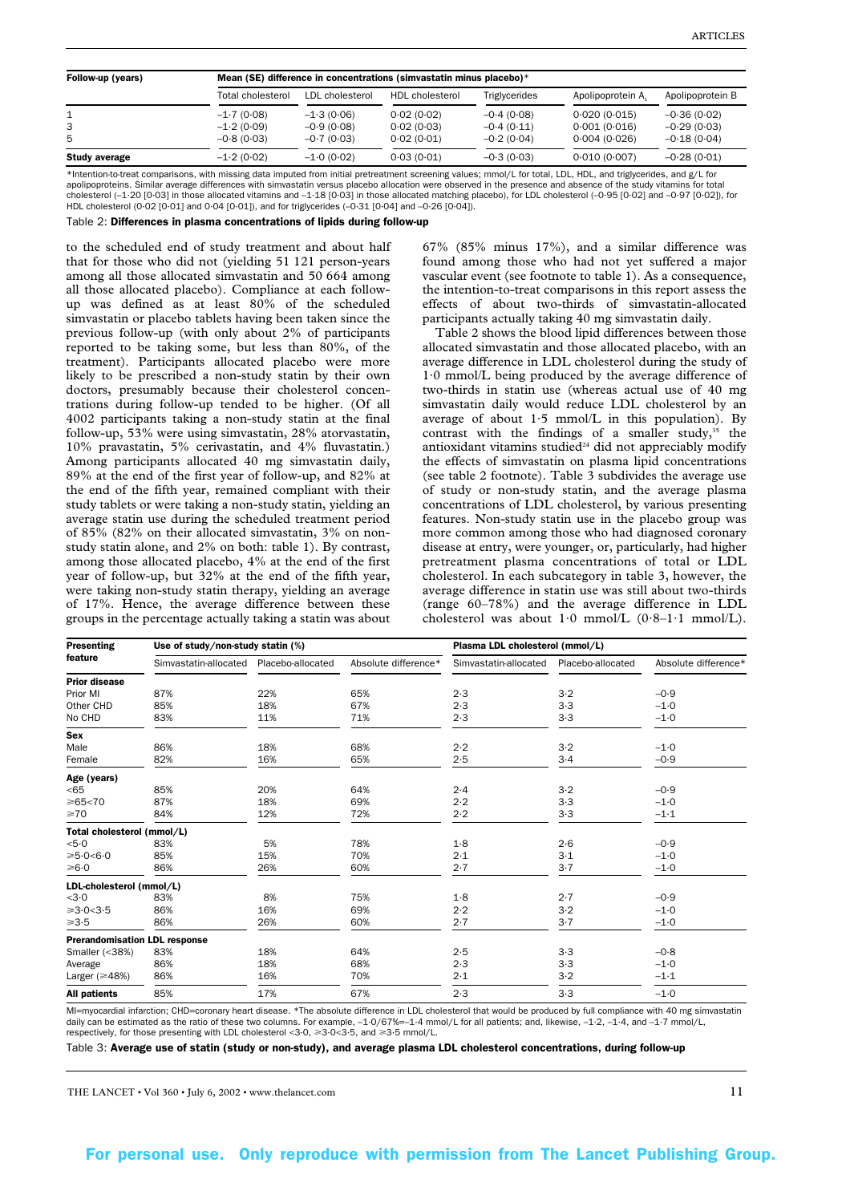| Follow-up (years) | Mean (SE) difference in concentrations (simvastatin minus placebo)* | | | | | |
|---|---|---|---|---|---|---|
| | Total cholesterol | LDL cholesterol | HDL cholesterol | Triglycerides | Apolipoprotein $A_1$ | Apolipoprotein B |
| 1 | –1·7 (0·08) | –1·3 (0·06) | 0·02 (0·02) | –0·4 (0·08) | 0·020 (0·015) | –0·36 (0·02) |
| 3 | –1·2 (0·09) | –0·9 (0·08) | 0·02 (0·03) | –0·4 (0·11) | 0·001 (0·016) | –0·29 (0·03) |
| 5 | –0·8 (0·03) | –0·7 (0·03) | 0·02 (0·01) | –0·2 (0·04) | 0·004 (0·026) | –0·18 (0·04) |
| **Study average** | –1·2 (0·02) | –1·0 (0·02) | 0·03 (0·01) | –0·3 (0·03) | 0·010 (0·007) | –0·28 (0·01) |

*Intention-to-treat comparisons, with missing data imputed from initial pretreatment screening values; mmol/L for total, LDL, HDL, and triglycerides, and g/L for apolipoproteins. Similar average differences with simvastatin versus placebo allocation were observed in the presence and absence of the study vitamins for total cholesterol (–1·20 [0·03] in those allocated vitamins and –1·18 [0·03] in those allocated matching placebo), for LDL cholesterol (–0·95 [0·02] and –0·97 [0·02]), for HDL cholesterol (0·02 [0·01] and 0·04 [0·01]), and for triglycerides (–0·31 [0·04] and –0·26 [0·04]).

Table 2: **Differences in plasma concentrations of lipids during follow-up**

to the scheduled end of study treatment and about half that for those who did not (yielding 51 121 person-years among all those allocated simvastatin and 50 664 among all those allocated placebo). Compliance at each follow-up was defined as at least 80% of the scheduled simvastatin or placebo tablets having been taken since the previous follow-up (with only about 2% of participants reported to be taking some, but less than 80%, of the treatment). Participants allocated placebo were more likely to be prescribed a non-study statin by their own doctors, presumably because their cholesterol concentrations during follow-up tended to be higher. (Of all 4002 participants taking a non-study statin at the final follow-up, 53% were using simvastatin, 28% atorvastatin, 10% pravastatin, 5% cerivastatin, and 4% fluvastatin.) Among participants allocated 40 mg simvastatin daily, 89% at the end of the first year of follow-up, and 82% at the end of the fifth year, remained compliant with their study tablets or were taking a non-study statin, yielding an average statin use during the scheduled treatment period of 85% (82% on their allocated simvastatin, 3% on non-study statin alone, and 2% on both: table 1). By contrast, among those allocated placebo, 4% at the end of the first year of follow-up, but 32% at the end of the fifth year, were taking non-study statin therapy, yielding an average of 17%. Hence, the average difference between these groups in the percentage actually taking a statin was about 67% (85% minus 17%), and a similar difference was found among those who had not yet suffered a major vascular event (see footnote to table 1). As a consequence, the intention-to-treat comparisons in this report assess the effects of about two-thirds of simvastatin-allocated participants actually taking 40 mg simvastatin daily.

Table 2 shows the blood lipid differences between those allocated simvastatin and those allocated placebo, with an average difference in LDL cholesterol during the study of 1·0 mmol/L being produced by the average difference of two-thirds in statin use (whereas actual use of 40 mg simvastatin daily would reduce LDL cholesterol by an average of about 1·5 mmol/L in this population). By contrast with the findings of a smaller study,[35] the antioxidant vitamins studied[24] did not appreciably modify the effects of simvastatin on plasma lipid concentrations (see table 2 footnote). Table 3 subdivides the average use of study or non-study statin, and the average plasma concentrations of LDL cholesterol, by various presenting features. Non-study statin use in the placebo group was more common among those who had diagnosed coronary disease at entry, were younger, or, particularly, had higher pretreatment plasma concentrations of total or LDL cholesterol. In each subcategory in table 3, however, the average difference in statin use was still about two-thirds (range 60–78%) and the average difference in LDL cholesterol was about 1·0 mmol/L (0·8–1·1 mmol/L).

| Presenting feature | Use of study/non-study statin (%) | | | Plasma LDL cholesterol (mmol/L) | | |
|---|---|---|---|---|---|---|
| | Simvastatin-allocated | Placebo-allocated | Absolute difference* | Simvastatin-allocated | Placebo-allocated | Absolute difference* |
| **Prior disease** | | | | | | |
| Prior MI | 87% | 22% | 65% | 2·3 | 3·2 | –0·9 |
| Other CHD | 85% | 18% | 67% | 2·3 | 3·3 | –1·0 |
| No CHD | 83% | 11% | 71% | 2·3 | 3·3 | –1·0 |
| **Sex** | | | | | | |
| Male | 86% | 18% | 68% | 2·2 | 3·2 | –1·0 |
| Female | 82% | 16% | 65% | 2·5 | 3·4 | –0·9 |
| **Age (years)** | | | | | | |
| <65 | 85% | 20% | 64% | 2·4 | 3·2 | –0·9 |
| ≥65<70 | 87% | 18% | 69% | 2·2 | 3·3 | –1·0 |
| ≥70 | 84% | 12% | 72% | 2·2 | 3·3 | –1·1 |
| **Total cholesterol (mmol/L)** | | | | | | |
| <5·0 | 83% | 5% | 78% | 1·8 | 2·6 | –0·9 |
| ≥5·0<6·0 | 85% | 15% | 70% | 2·1 | 3·1 | –1·0 |
| ≥6·0 | 86% | 26% | 60% | 2·7 | 3·7 | –1·0 |
| **LDL-cholesterol (mmol/L)** | | | | | | |
| <3·0 | 83% | 8% | 75% | 1·8 | 2·7 | –0·9 |
| ≥3·0<3·5 | 86% | 16% | 69% | 2·2 | 3·2 | –1·0 |
| ≥3·5 | 86% | 26% | 60% | 2·7 | 3·7 | –1·0 |
| **Prerandomisation LDL response** | | | | | | |
| Smaller (<38%) | 83% | 18% | 64% | 2·5 | 3·3 | –0·8 |
| Average | 86% | 18% | 68% | 2·3 | 3·3 | –1·0 |
| Larger (≥48%) | 86% | 16% | 70% | 2·1 | 3·2 | –1·1 |
| **All patients** | 85% | 17% | 67% | 2·3 | 3·3 | –1·0 |

MI=myocardial infarction; CHD=coronary heart disease. *The absolute difference in LDL cholesterol that would be produced by full compliance with 40 mg simvastatin daily can be estimated as the ratio of these two columns. For example, –1·0/67%=–1·4 mmol/L for all patients; and, likewise, –1·2, –1·4, and –1·7 mmol/L, respectively, for those presenting with LDL cholesterol <3·0, ≥3·0<3·5, and ≥3·5 mmol/L.

Table 3: **Average use of statin (study or non-study), and average plasma LDL cholesterol concentrations, during follow-up**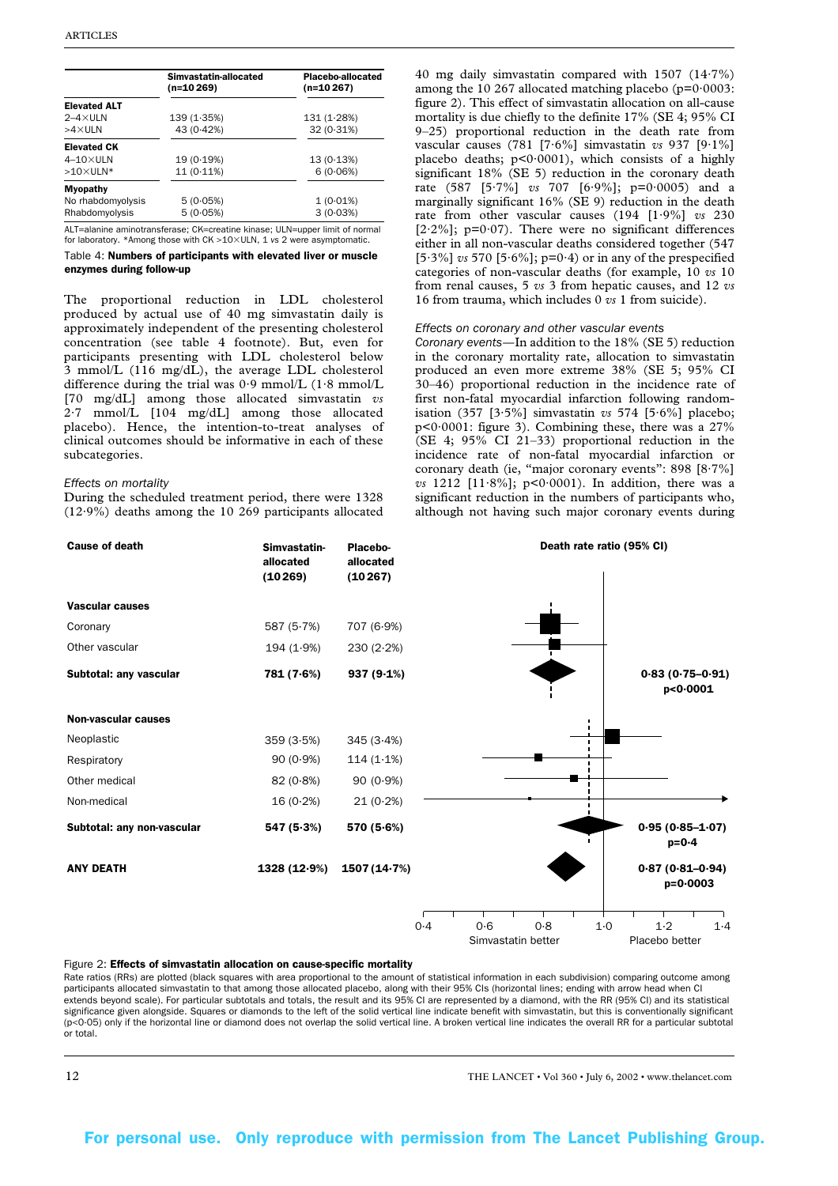| | Simvastatin-allocated (n=10 269) | Placebo-allocated (n=10 267) |
|---|---|---|
| **Elevated ALT** | | |
| 2–4×ULN | 139 (1·35%) | 131 (1·28%) |
| >4×ULN | 43 (0·42%) | 32 (0·31%) |
| **Elevated CK** | | |
| 4–10×ULN | 19 (0·19%) | 13 (0·13%) |
| >10×ULN* | 11 (0·11%) | 6 (0·06%) |
| **Myopathy** | | |
| No rhabdomyolysis | 5 (0·05%) | 1 (0·01%) |
| Rhabdomyolysis | 5 (0·05%) | 3 (0·03%) |

ALT=alanine aminotransferase; CK=creatine kinase; ULN=upper limit of normal for laboratory. *Among those with CK >10×ULN, 1 vs 2 were asymptomatic.

Table 4: **Numbers of participants with elevated liver or muscle enzymes during follow-up**

The proportional reduction in LDL cholesterol produced by actual use of 40 mg simvastatin daily is approximately independent of the presenting cholesterol concentration (see table 4 footnote). But, even for participants presenting with LDL cholesterol below 3 mmol/L (116 mg/dL), the average LDL cholesterol difference during the trial was 0·9 mmol/L (1·8 mmol/L [70 mg/dL] among those allocated simvastatin *vs* 2·7 mmol/L [104 mg/dL] among those allocated placebo). Hence, the intention-to-treat analyses of clinical outcomes should be informative in each of these subcategories.

### Effects on mortality

During the scheduled treatment period, there were 1328 (12·9%) deaths among the 10 269 participants allocated 40 mg daily simvastatin compared with 1507 (14·7%) among the 10 267 allocated matching placebo (p=0·0003: figure 2). This effect of simvastatin allocation on all-cause mortality is due chiefly to the definite 17% (SE 4; 95% CI 9–25) proportional reduction in the death rate from vascular causes (781 [7·6%] simvastatin *vs* 937 [9·1%] placebo deaths; p<0·0001), which consists of a highly significant 18% (SE 5) reduction in the coronary death rate (587 [5·7%] *vs* 707 [6·9%]; p=0·0005) and a marginally significant 16% (SE 9) reduction in the death rate from other vascular causes (194 [1·9%] *vs* 230 [2·2%]; p=0·07). There were no significant differences either in all non-vascular deaths considered together (547 [5·3%] *vs* 570 [5·6%]; p=0·4) or in any of the prespecified categories of non-vascular deaths (for example, 10 *vs* 10 from renal causes, 5 *vs* 3 from hepatic causes, and 12 *vs* 16 from trauma, which includes 0 *vs* 1 from suicide).

### Effects on coronary and other vascular events

*Coronary events*—In addition to the 18% (SE 5) reduction in the coronary mortality rate, allocation to simvastatin produced an even more extreme 38% (SE 5; 95% CI 30–46) proportional reduction in the incidence rate of first non-fatal myocardial infarction following randomisation (357 [3·5%] simvastatin *vs* 574 [5·6%] placebo; p<0·0001: figure 3). Combining these, there was a 27% (SE 4; 95% CI 21–33) proportional reduction in the incidence rate of non-fatal myocardial infarction or coronary death (ie, "major coronary events": 898 [8·7%] *vs* 1212 [11·8%]; p<0·0001). In addition, there was a significant reduction in the numbers of participants who, although not having such major coronary events during

| Cause of death | Simvastatin-allocated (10 269) | Placebo-allocated (10 267) | Death rate ratio (95% CI) |
|---|---|---|---|
| **Vascular causes** | | | |
| Coronary | 587 (5·7%) | 707 (6·9%) | |
| Other vascular | 194 (1·9%) | 230 (2·2%) | |
| **Subtotal: any vascular** | **781 (7·6%)** | **937 (9·1%)** | **0·83 (0·75–0·91) p<0·0001** |
| **Non-vascular causes** | | | |
| Neoplastic | 359 (3·5%) | 345 (3·4%) | |
| Respiratory | 90 (0·9%) | 114 (1·1%) | |
| Other medical | 82 (0·8%) | 90 (0·9%) | |
| Non-medical | 16 (0·2%) | 21 (0·2%) | |
| **Subtotal: any non-vascular** | **547 (5·3%)** | **570 (5·6%)** | **0·95 (0·85–1·07) p=0·4** |
| **ANY DEATH** | **1328 (12·9%)** | **1507 (14·7%)** | **0·87 (0·81–0·94) p=0·0003** |

Figure 2: **Effects of simvastatin allocation on cause-specific mortality**

Rate ratios (RRs) are plotted (black squares with area proportional to the amount of statistical information in each subdivision) comparing outcome among participants allocated simvastatin to that among those allocated placebo, along with their 95% CIs (horizontal lines; ending with arrow head when CI extends beyond scale). For particular subtotals and totals, the result and its 95% CI are represented by a diamond, with the RR (95% CI) and its statistical significance given alongside. Squares or diamonds to the left of the solid vertical line indicate benefit with simvastatin, but this is conventionally significant (p<0·05) only if the horizontal line or diamond does not overlap the solid vertical line. A broken vertical line indicates the overall RR for a particular subtotal or total.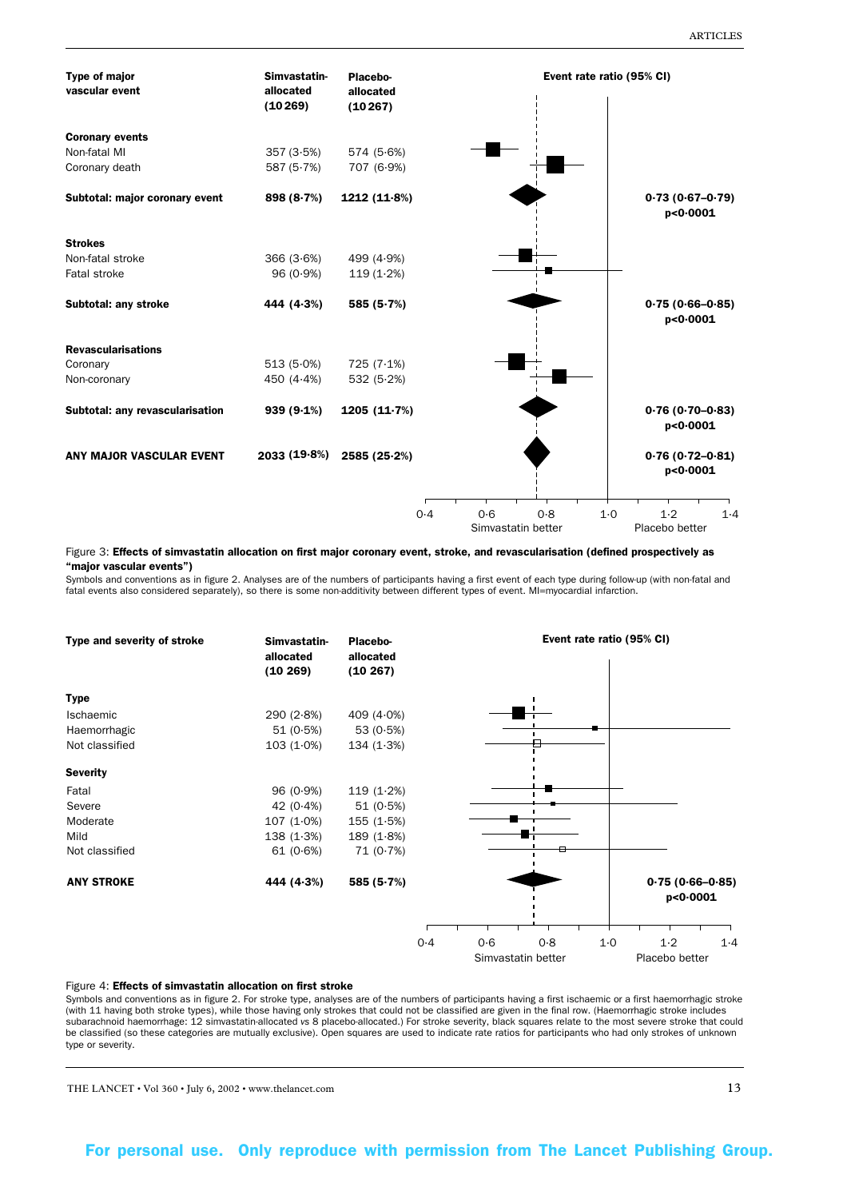| Type of major vascular event | Simvastatin-allocated (10 269) | Placebo-allocated (10 267) | Event rate ratio (95% CI) |
|---|---|---|---|
| **Coronary events** | | | |
| Non-fatal MI | 357 (3·5%) | 574 (5·6%) | |
| Coronary death | 587 (5·7%) | 707 (6·9%) | |
| **Subtotal: major coronary event** | **898 (8·7%)** | **1212 (11·8%)** | **0·73 (0·67–0·79) p<0·0001** |
| **Strokes** | | | |
| Non-fatal stroke | 366 (3·6%) | 499 (4·9%) | |
| Fatal stroke | 96 (0·9%) | 119 (1·2%) | |
| **Subtotal: any stroke** | **444 (4·3%)** | **585 (5·7%)** | **0·75 (0·66–0·85) p<0·0001** |
| **Revascularisations** | | | |
| Coronary | 513 (5·0%) | 725 (7·1%) | |
| Non-coronary | 450 (4·4%) | 532 (5·2%) | |
| **Subtotal: any revascularisation** | **939 (9·1%)** | **1205 (11·7%)** | **0·76 (0·70–0·83) p<0·0001** |
| **ANY MAJOR VASCULAR EVENT** | **2033 (19·8%)** | **2585 (25·2%)** | **0·76 (0·72–0·81) p<0·0001** |

Axis: 0·4, 0·6, 0·8, 1·0, 1·2, 1·4 — Simvastatin better / Placebo better

Figure 3: **Effects of simvastatin allocation on first major coronary event, stroke, and revascularisation (defined prospectively as "major vascular events")**

Symbols and conventions as in figure 2. Analyses are of the numbers of participants having a first event of each type during follow-up (with non-fatal and fatal events also considered separately), so there is some non-additivity between different types of event. MI=myocardial infarction.

| Type and severity of stroke | Simvastatin-allocated (10 269) | Placebo-allocated (10 267) | Event rate ratio (95% CI) |
|---|---|---|---|
| **Type** | | | |
| Ischaemic | 290 (2·8%) | 409 (4·0%) | |
| Haemorrhagic | 51 (0·5%) | 53 (0·5%) | |
| Not classified | 103 (1·0%) | 134 (1·3%) | |
| **Severity** | | | |
| Fatal | 96 (0·9%) | 119 (1·2%) | |
| Severe | 42 (0·4%) | 51 (0·5%) | |
| Moderate | 107 (1·0%) | 155 (1·5%) | |
| Mild | 138 (1·3%) | 189 (1·8%) | |
| Not classified | 61 (0·6%) | 71 (0·7%) | |
| **ANY STROKE** | **444 (4·3%)** | **585 (5·7%)** | **0·75 (0·66–0·85) p<0·0001** |

Axis: 0·4, 0·6, 0·8, 1·0, 1·2, 1·4 — Simvastatin better / Placebo better

Figure 4: **Effects of simvastatin allocation on first stroke**

Symbols and conventions as in figure 2. For stroke type, analyses are of the numbers of participants having a first ischaemic or a first haemorrhagic stroke (with 11 having both stroke types), while those having only strokes that could not be classified are given in the final row. (Haemorrhagic stroke includes subarachnoid haemorrhage: 12 simvastatin-allocated *vs* 8 placebo-allocated.) For stroke severity, black squares relate to the most severe stroke that could be classified (so these categories are mutually exclusive). Open squares are used to indicate rate ratios for participants who had only strokes of unknown type or severity.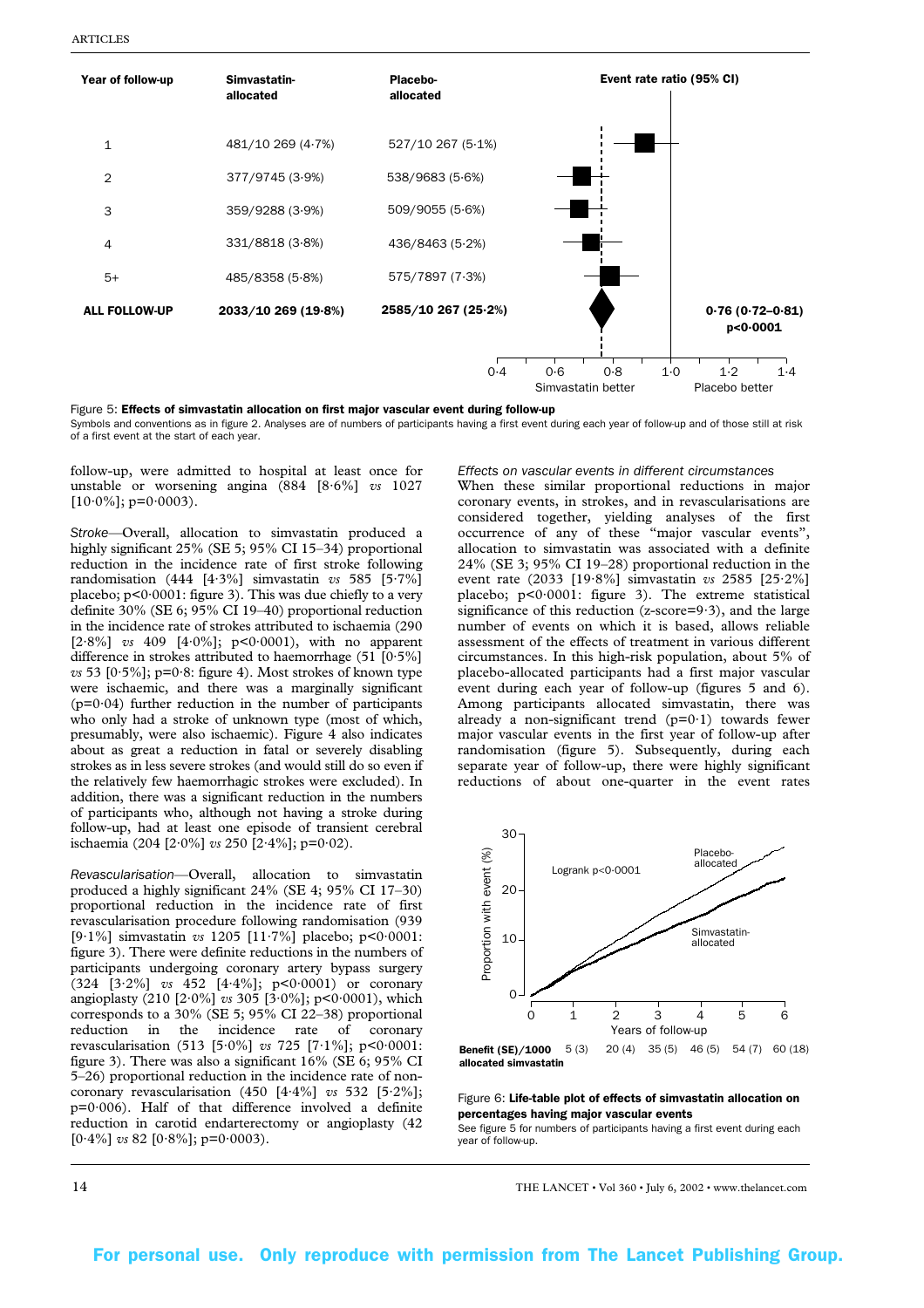| Year of follow-up | Simvastatin-allocated | Placebo-allocated | Event rate ratio (95% CI) |
|---|---|---|---|
| 1 | 481/10 269 (4·7%) | 527/10 267 (5·1%) | |
| 2 | 377/9745 (3·9%) | 538/9683 (5·6%) | |
| 3 | 359/9288 (3·9%) | 509/9055 (5·6%) | |
| 4 | 331/8818 (3·8%) | 436/8463 (5·2%) | |
| 5+ | 485/8358 (5·8%) | 575/7897 (7·3%) | |
| **ALL FOLLOW-UP** | **2033/10 269 (19·8%)** | **2585/10 267 (25·2%)** | **0·76 (0·72–0·81) p<0·0001** |

Simvastatin better / Placebo better

Figure 5: **Effects of simvastatin allocation on first major vascular event during follow-up**

Symbols and conventions as in figure 2. Analyses are of numbers of participants having a first event during each year of follow-up and of those still at risk of a first event at the start of each year.

follow-up, were admitted to hospital at least once for unstable or worsening angina (884 [8·6%] *vs* 1027 [10·0%]; p=0·0003).

*Stroke*—Overall, allocation to simvastatin produced a highly significant 25% (SE 5; 95% CI 15–34) proportional reduction in the incidence rate of first stroke following randomisation (444 [4·3%] simvastatin *vs* 585 [5·7%] placebo; p<0·0001: figure 3). This was due chiefly to a very definite 30% (SE 6; 95% CI 19–40) proportional reduction in the incidence rate of strokes attributed to ischaemia (290 [2·8%] *vs* 409 [4·0%]; p<0·0001), with no apparent difference in strokes attributed to haemorrhage (51 [0·5%] *vs* 53 [0·5%]; p=0·8: figure 4). Most strokes of known type were ischaemic, and there was a marginally significant (p=0·04) further reduction in the number of participants who only had a stroke of unknown type (most of which, presumably, were also ischaemic). Figure 4 also indicates about as great a reduction in fatal or severely disabling strokes as in less severe strokes (and would still do so even if the relatively few haemorrhagic strokes were excluded). In addition, there was a significant reduction in the numbers of participants who, although not having a stroke during follow-up, had at least one episode of transient cerebral ischaemia (204 [2·0%] *vs* 250 [2·4%]; p=0·02).

*Revascularisation*—Overall, allocation to simvastatin produced a highly significant 24% (SE 4; 95% CI 17–30) proportional reduction in the incidence rate of first revascularisation procedure following randomisation (939 [9·1%] simvastatin *vs* 1205 [11·7%] placebo; p<0·0001: figure 3). There were definite reductions in the numbers of participants undergoing coronary artery bypass surgery (324 [3·2%] *vs* 452 [4·4%]; p<0·0001) or coronary angioplasty (210 [2·0%] *vs* 305 [3·0%]; p<0·0001), which corresponds to a 30% (SE 5; 95% CI 22–38) proportional reduction in the incidence rate of coronary revascularisation (513 [5·0%] *vs* 725 [7·1%]; p<0·0001: figure 3). There was also a significant 16% (SE 6; 95% CI 5–26) proportional reduction in the incidence rate of non-coronary revascularisation (450 [4·4%] *vs* 532 [5·2%]; p=0·006). Half of that difference involved a definite reduction in carotid endarterectomy or angioplasty (42 [0·4%] *vs* 82 [0·8%]; p=0·0003).

*Effects on vascular events in different circumstances*

When these similar proportional reductions in major coronary events, in strokes, and in revascularisations are considered together, yielding analyses of the first occurrence of any of these "major vascular events", allocation to simvastatin was associated with a definite 24% (SE 3; 95% CI 19–28) proportional reduction in the event rate (2033 [19·8%] simvastatin *vs* 2585 [25·2%] placebo; p<0·0001: figure 3). The extreme statistical significance of this reduction (z-score=9·3), and the large number of events on which it is based, allows reliable assessment of the effects of treatment in various different circumstances. In this high-risk population, about 5% of placebo-allocated participants had a first major vascular event during each year of follow-up (figures 5 and 6). Among participants allocated simvastatin, there was already a non-significant trend (p=0·1) towards fewer major vascular events in the first year of follow-up after randomisation (figure 5). Subsequently, during each separate year of follow-up, there were highly significant reductions of about one-quarter in the event rates

| Benefit (SE)/1000 allocated simvastatin | 5 (3) | 20 (4) | 35 (5) | 46 (5) | 54 (7) | 60 (18) |
|---|---|---|---|---|---|---|

Figure 6: **Life-table plot of effects of simvastatin allocation on percentages having major vascular events**

See figure 5 for numbers of participants having a first event during each year of follow-up.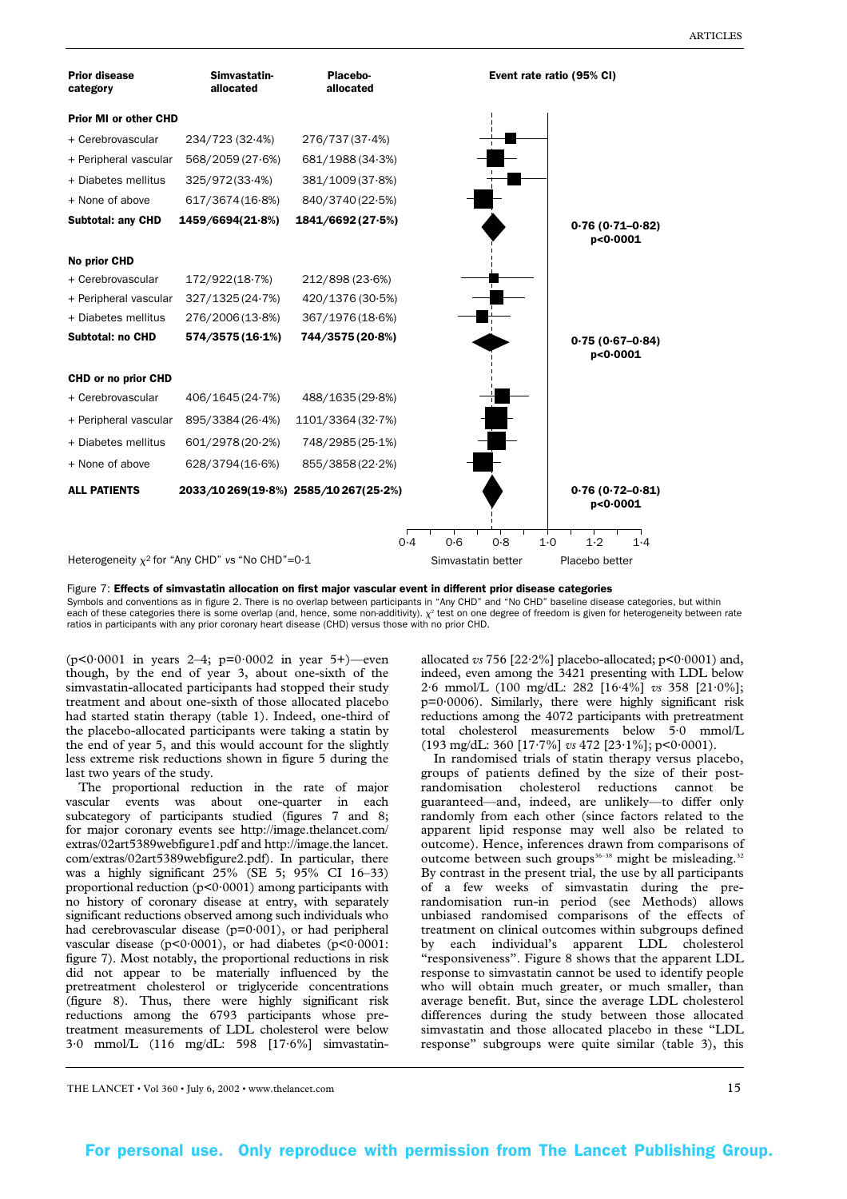| Prior disease category | Simvastatin-allocated | Placebo-allocated | Event rate ratio (95% CI) |
|---|---|---|---|
| **Prior MI or other CHD** | | | |
| + Cerebrovascular | 234/723 (32·4%) | 276/737 (37·4%) | |
| + Peripheral vascular | 568/2059 (27·6%) | 681/1988 (34·3%) | |
| + Diabetes mellitus | 325/972 (33·4%) | 381/1009 (37·8%) | |
| + None of above | 617/3674 (16·8%) | 840/3740 (22·5%) | |
| **Subtotal: any CHD** | **1459/6694 (21·8%)** | **1841/6692 (27·5%)** | **0·76 (0·71–0·82) p<0·0001** |
| **No prior CHD** | | | |
| + Cerebrovascular | 172/922 (18·7%) | 212/898 (23·6%) | |
| + Peripheral vascular | 327/1325 (24·7%) | 420/1376 (30·5%) | |
| + Diabetes mellitus | 276/2006 (13·8%) | 367/1976 (18·6%) | |
| **Subtotal: no CHD** | **574/3575 (16·1%)** | **744/3575 (20·8%)** | **0·75 (0·67–0·84) p<0·0001** |
| **CHD or no prior CHD** | | | |
| + Cerebrovascular | 406/1645 (24·7%) | 488/1635 (29·8%) | |
| + Peripheral vascular | 895/3384 (26·4%) | 1101/3364 (32·7%) | |
| + Diabetes mellitus | 601/2978 (20·2%) | 748/2985 (25·1%) | |
| + None of above | 628/3794 (16·6%) | 855/3858 (22·2%) | |
| **ALL PATIENTS** | **2033/10 269 (19·8%)** | **2585/10 267 (25·2%)** | **0·76 (0·72–0·81) p<0·0001** |

Heterogeneity $\chi^2$ for "Any CHD" vs "No CHD"=0·1

Simvastatin better | Placebo better

Figure 7: **Effects of simvastatin allocation on first major vascular event in different prior disease categories**
Symbols and conventions as in figure 2. There is no overlap between participants in "Any CHD" and "No CHD" baseline disease categories, but within each of these categories there is some overlap (and, hence, some non-additivity). $\chi^2$ test on one degree of freedom is given for heterogeneity between rate ratios in participants with any prior coronary heart disease (CHD) versus those with no prior CHD.

(p<0·0001 in years 2–4; p=0·0002 in year 5+)—even though, by the end of year 3, about one-sixth of the simvastatin-allocated participants had stopped their study treatment and about one-sixth of those allocated placebo had started statin therapy (table 1). Indeed, one-third of the placebo-allocated participants were taking a statin by the end of year 5, and this would account for the slightly less extreme risk reductions shown in figure 5 during the last two years of the study.

The proportional reduction in the rate of major vascular events was about one-quarter in each subcategory of participants studied (figures 7 and 8; for major coronary events see http://image.thelancet.com/extras/02art5389webfigure1.pdf and http://image.thelancet.com/extras/02art5389webfigure2.pdf). In particular, there was a highly significant 25% (SE 5; 95% CI 16–33) proportional reduction (p<0·0001) among participants with no history of coronary disease at entry, with separately significant reductions observed among such individuals who had cerebrovascular disease (p=0·001), or had peripheral vascular disease (p<0·0001), or had diabetes (p<0·0001: figure 7). Most notably, the proportional reductions in risk did not appear to be materially influenced by the pretreatment cholesterol or triglyceride concentrations (figure 8). Thus, there were highly significant risk reductions among the 6793 participants whose pretreatment measurements of LDL cholesterol were below 3·0 mmol/L (116 mg/dL: 598 [17·6%] simvastatin-allocated *vs* 756 [22·2%] placebo-allocated; p<0·0001) and, indeed, even among the 3421 presenting with LDL below 2·6 mmol/L (100 mg/dL: 282 [16·4%] *vs* 358 [21·0%]; p=0·0006). Similarly, there were highly significant risk reductions among the 4072 participants with pretreatment total cholesterol measurements below 5·0 mmol/L (193 mg/dL: 360 [17·7%] *vs* 472 [23·1%]; p<0·0001).

In randomised trials of statin therapy versus placebo, groups of patients defined by the size of their post-randomisation cholesterol reductions cannot be guaranteed—and, indeed, are unlikely—to differ only randomly from each other (since factors related to the apparent lipid response may well also be related to outcome). Hence, inferences drawn from comparisons of outcome between such groups[36–38] might be misleading.[32] By contrast in the present trial, the use by all participants of a few weeks of simvastatin during the pre-randomisation run-in period (see Methods) allows unbiased randomised comparisons of the effects of treatment on clinical outcomes within subgroups defined by each individual's apparent LDL cholesterol "responsiveness". Figure 8 shows that the apparent LDL response to simvastatin cannot be used to identify people who will obtain much greater, or much smaller, than average benefit. But, since the average LDL cholesterol differences during the study between those allocated simvastatin and those allocated placebo in these "LDL response" subgroups were quite similar (table 3), this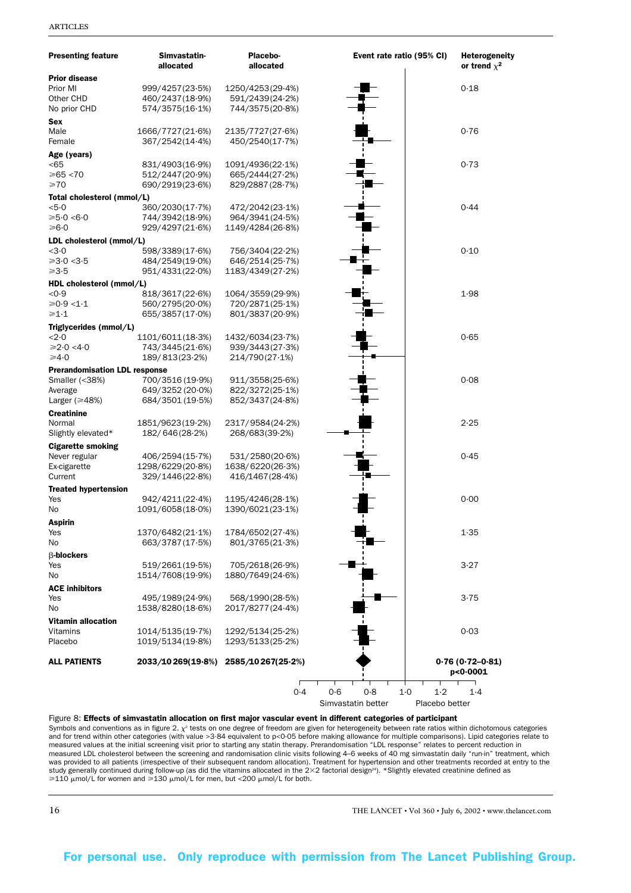| Presenting feature | Simvastatin-allocated | Placebo-allocated | Heterogeneity or trend $\chi^2$ |
|---|---|---|---|
| **Prior disease** | | | |
| Prior MI | 999/4257(23·5%) | 1250/4253(29·4%) | 0·18 |
| Other CHD | 460/2437(18·9%) | 591/2439(24·2%) | |
| No prior CHD | 574/3575(16·1%) | 744/3575(20·8%) | |
| **Sex** | | | |
| Male | 1666/7727(21·6%) | 2135/7727(27·6%) | 0·76 |
| Female | 367/2542(14·4%) | 450/2540(17·7%) | |
| **Age (years)** | | | |
| <65 | 831/4903(16·9%) | 1091/4936(22·1%) | 0·73 |
| ⩾65 <70 | 512/2447(20·9%) | 665/2444(27·2%) | |
| ⩾70 | 690/2919(23·6%) | 829/2887(28·7%) | |
| **Total cholesterol (mmol/L)** | | | |
| <5·0 | 360/2030(17·7%) | 472/2042(23·1%) | 0·44 |
| ⩾5·0 <6·0 | 744/3942(18·9%) | 964/3941(24·5%) | |
| ⩾6·0 | 929/4297(21·6%) | 1149/4284(26·8%) | |
| **LDL cholesterol (mmol/L)** | | | |
| <3·0 | 598/3389(17·6%) | 756/3404(22·2%) | 0·10 |
| ⩾3·0 <3·5 | 484/2549(19·0%) | 646/2514(25·7%) | |
| ⩾3·5 | 951/4331(22·0%) | 1183/4349(27·2%) | |
| **HDL cholesterol (mmol/L)** | | | |
| <0·9 | 818/3617(22·6%) | 1064/3559(29·9%) | 1·98 |
| ⩾0·9 <1·1 | 560/2795(20·0%) | 720/2871(25·1%) | |
| ⩾1·1 | 655/3857(17·0%) | 801/3837(20·9%) | |
| **Triglycerides (mmol/L)** | | | |
| <2·0 | 1101/6011(18·3%) | 1432/6034(23·7%) | 0·65 |
| ⩾2·0 <4·0 | 743/3445(21·6%) | 939/3443(27·3%) | |
| ⩾4·0 | 189/813(23·2%) | 214/790(27·1%) | |
| **Prerandomisation LDL response** | | | |
| Smaller (<38%) | 700/3516(19·9%) | 911/3558(25·6%) | 0·08 |
| Average | 649/3252(20·0%) | 822/3272(25·1%) | |
| Larger (⩾48%) | 684/3501(19·5%) | 852/3437(24·8%) | |
| **Creatinine** | | | |
| Normal | 1851/9623(19·2%) | 2317/9584(24·2%) | 2·25 |
| Slightly elevated* | 182/646(28·2%) | 268/683(39·2%) | |
| **Cigarette smoking** | | | |
| Never regular | 406/2594(15·7%) | 531/2580(20·6%) | 0·45 |
| Ex-cigarette | 1298/6229(20·8%) | 1638/6220(26·3%) | |
| Current | 329/1446(22·8%) | 416/1467(28·4%) | |
| **Treated hypertension** | | | |
| Yes | 942/4211(22·4%) | 1195/4246(28·1%) | 0·00 |
| No | 1091/6058(18·0%) | 1390/6021(23·1%) | |
| **Aspirin** | | | |
| Yes | 1370/6482(21·1%) | 1784/6502(27·4%) | 1·35 |
| No | 663/3787(17·5%) | 801/3765(21·3%) | |
| **β-blockers** | | | |
| Yes | 519/2661(19·5%) | 705/2618(26·9%) | 3·27 |
| No | 1514/7608(19·9%) | 1880/7649(24·6%) | |
| **ACE inhibitors** | | | |
| Yes | 495/1989(24·9%) | 568/1990(28·5%) | 3·75 |
| No | 1538/8280(18·6%) | 2017/8277(24·4%) | |
| **Vitamin allocation** | | | |
| Vitamins | 1014/5135(19·7%) | 1292/5134(25·2%) | 0·03 |
| Placebo | 1019/5134(19·8%) | 1293/5133(25·2%) | |
| **ALL PATIENTS** | **2033/10 269(19·8%)** | **2585/10 267(25·2%)** | **0·76 (0·72–0·81) p<0·0001** |

Event rate ratio (95% CI): axis 0·4, 0·6, 0·8, 1·0, 1·2, 1·4 — Simvastatin better / Placebo better

Figure 8: **Effects of simvastatin allocation on first major vascular event in different categories of participant**

Symbols and conventions as in figure 2. $\chi^2$ tests on one degree of freedom are given for heterogeneity between rate ratios within dichotomous categories and for trend within other categories (with value >3·84 equivalent to p<0·05 before making allowance for multiple comparisons). Lipid categories relate to measured values at the initial screening visit prior to starting any statin therapy. Perandomisation "LDL response" relates to percent reduction in measured LDL cholesterol between the screening and randomisation clinic visits following 4–6 weeks of 40 mg simvastatin daily "run-in" treatment, which was provided to all patients (irrespective of their subsequent random allocation). Treatment for hypertension and other treatments recorded at entry to the study generally continued during follow-up (as did the vitamins allocated in the 2×2 factorial design[24]). *Slightly elevated creatinine defined as ⩾110 μmol/L for women and ⩾130 μmol/L for men, but <200 μmol/L for both.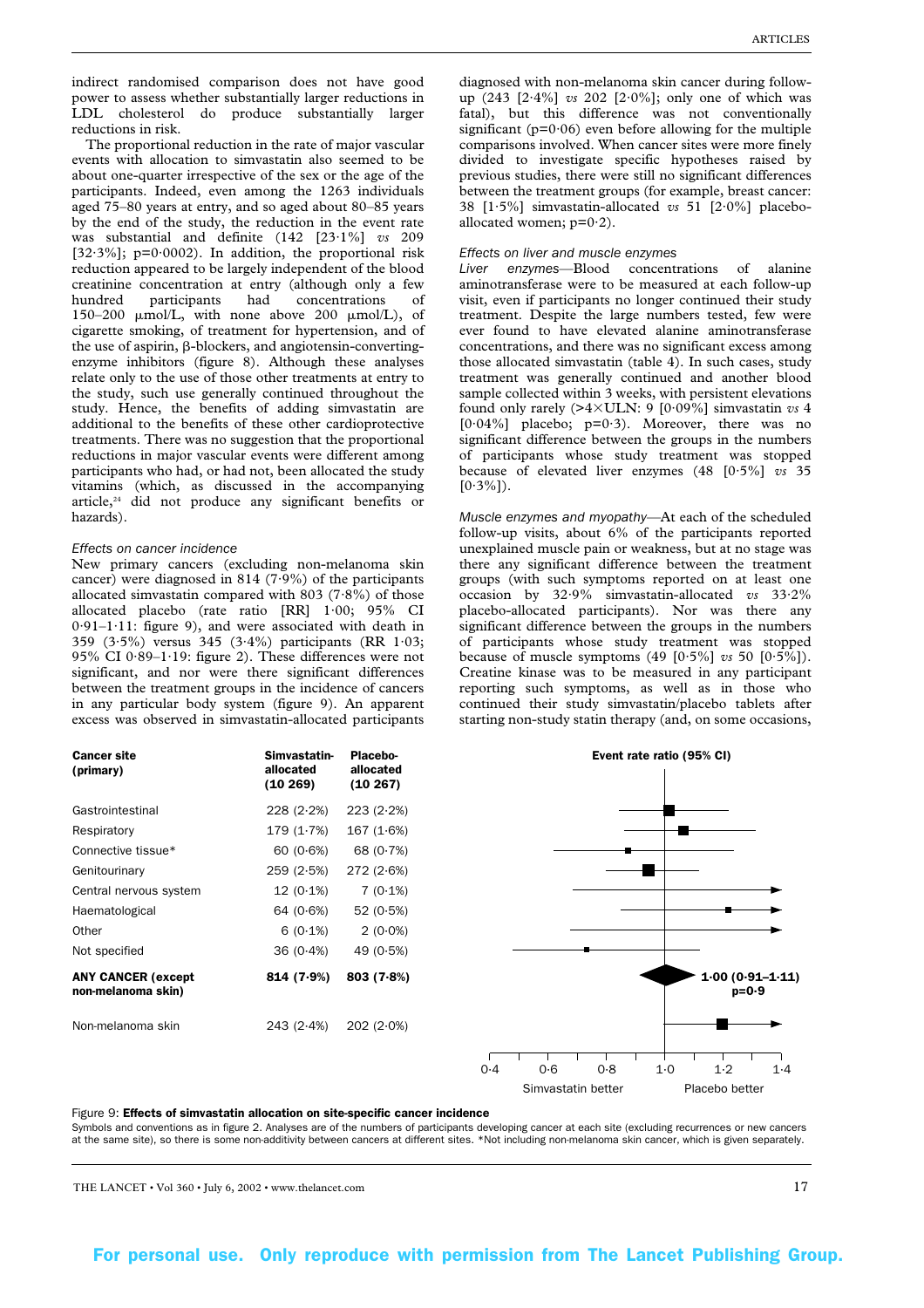indirect randomised comparison does not have good power to assess whether substantially larger reductions in LDL cholesterol do produce substantially larger reductions in risk.

The proportional reduction in the rate of major vascular events with allocation to simvastatin also seemed to be about one-quarter irrespective of the sex or the age of the participants. Indeed, even among the 1263 individuals aged 75–80 years at entry, and so aged about 80–85 years by the end of the study, the reduction in the event rate was substantial and definite (142 [23·1%] *vs* 209 [32·3%]; p=0·0002). In addition, the proportional risk reduction appeared to be largely independent of the blood creatinine concentration at entry (although only a few hundred participants had concentrations of 150–200 μmol/L, with none above 200 μmol/L), of cigarette smoking, of treatment for hypertension, and of the use of aspirin, β-blockers, and angiotensin-converting-enzyme inhibitors (figure 8). Although these analyses relate only to the use of those other treatments at entry to the study, such use generally continued throughout the study. Hence, the benefits of adding simvastatin are additional to the benefits of these other cardioprotective treatments. There was no suggestion that the proportional reductions in major vascular events were different among participants who had, or had not, been allocated the study vitamins (which, as discussed in the accompanying article,[24] did not produce any significant benefits or hazards).

*Effects on cancer incidence*

New primary cancers (excluding non-melanoma skin cancer) were diagnosed in 814 (7·9%) of the participants allocated simvastatin compared with 803 (7·8%) of those allocated placebo (rate ratio [RR] 1·00; 95% CI 0·91–1·11: figure 9), and were associated with death in 359 (3·5%) versus 345 (3·4%) participants (RR 1·03; 95% CI 0·89–1·19: figure 2). These differences were not significant, and nor were there significant differences between the treatment groups in the incidence of cancers in any particular body system (figure 9). An apparent excess was observed in simvastatin-allocated participants diagnosed with non-melanoma skin cancer during follow-up (243 [2·4%] *vs* 202 [2·0%]; only one of which was fatal), but this difference was not conventionally significant (p=0·06) even before allowing for the multiple comparisons involved. When cancer sites were more finely divided to investigate specific hypotheses raised by previous studies, there were still no significant differences between the treatment groups (for example, breast cancer: 38 [1·5%] simvastatin-allocated *vs* 51 [2·0%] placebo-allocated women; p=0·2).

*Effects on liver and muscle enzymes*

*Liver enzymes*—Blood concentrations of alanine aminotransferase were to be measured at each follow-up visit, even if participants no longer continued their study treatment. Despite the large numbers tested, few were ever found to have elevated alanine aminotransferase concentrations, and there was no significant excess among those allocated simvastatin (table 4). In such cases, study treatment was generally continued and another blood sample collected within 3 weeks, with persistent elevations found only rarely (>4×ULN: 9 [0·09%] simvastatin *vs* 4 [0·04%] placebo; p=0·3). Moreover, there was no significant difference between the groups in the numbers of participants whose study treatment was stopped because of elevated liver enzymes (48 [0·5%] *vs* 35 [0·3%]).

*Muscle enzymes and myopathy*—At each of the scheduled follow-up visits, about 6% of the participants reported unexplained muscle pain or weakness, but at no stage was there any significant difference between the treatment groups (with such symptoms reported on at least one occasion by 32·9% simvastatin-allocated *vs* 33·2% placebo-allocated participants). Nor was there any significant difference between the groups in the numbers of participants whose study treatment was stopped because of muscle symptoms (49 [0·5%] *vs* 50 [0·5%]). Creatine kinase was to be measured in any participant reporting such symptoms, as well as in those who continued their study simvastatin/placebo tablets after starting non-study statin therapy (and, on some occasions,

| Cancer site (primary) | Simvastatin-allocated (10 269) | Placebo-allocated (10 267) | Event rate ratio (95% CI) |
|---|---|---|---|
| Gastrointestinal | 228 (2·2%) | 223 (2·2%) | |
| Respiratory | 179 (1·7%) | 167 (1·6%) | |
| Connective tissue* | 60 (0·6%) | 68 (0·7%) | |
| Genitourinary | 259 (2·5%) | 272 (2·6%) | |
| Central nervous system | 12 (0·1%) | 7 (0·1%) | |
| Haematological | 64 (0·6%) | 52 (0·5%) | |
| Other | 6 (0·1%) | 2 (0·0%) | |
| Not specified | 36 (0·4%) | 49 (0·5%) | |
| **ANY CANCER (except non-melanoma skin)** | **814 (7·9%)** | **803 (7·8%)** | **1·00 (0·91–1·11) p=0·9** |
| Non-melanoma skin | 243 (2·4%) | 202 (2·0%) | |

(Axis: 0·4, 0·6, 0·8, 1·0, 1·2, 1·4 — Simvastatin better / Placebo better)

Figure 9: **Effects of simvastatin allocation on site-specific cancer incidence**

Symbols and conventions as in figure 2. Analyses are of the numbers of participants developing cancer at each site (excluding recurrences or new cancers at the same site), so there is some non-additivity between cancers at different sites. *Not including non-melanoma skin cancer, which is given separately.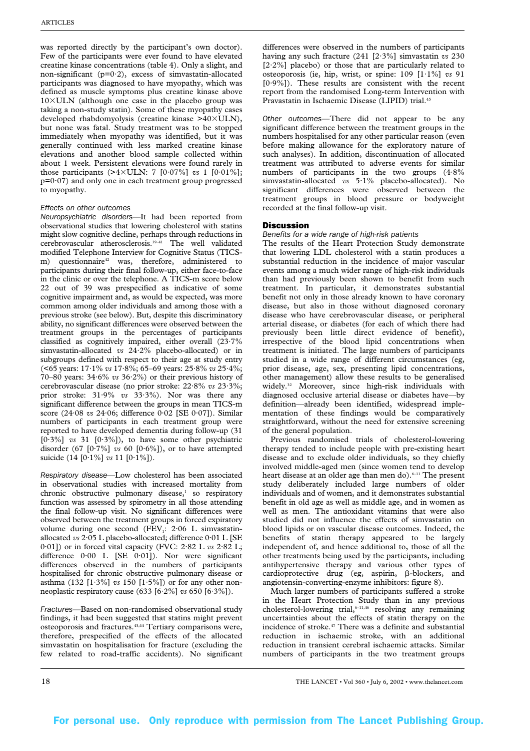was reported directly by the participant's own doctor). Few of the participants were ever found to have elevated creatine kinase concentrations (table 4). Only a slight, and non-significant (p=0·2), excess of simvastatin-allocated participants was diagnosed to have myopathy, which was defined as muscle symptoms plus creatine kinase above 10×ULN (although one case in the placebo group was taking a non-study statin). Some of these myopathy cases developed rhabdomyolysis (creatine kinase >40×ULN), but none was fatal. Study treatment was to be stopped immediately when myopathy was identified, but it was generally continued with less marked creatine kinase elevations and another blood sample collected within about 1 week. Persistent elevations were found rarely in those participants (>4×ULN: 7 [0·07%] *vs* 1 [0·01%]; p=0·07) and only one in each treatment group progressed to myopathy.

### *Effects on other outcomes*

*Neuropsychiatric disorders*—It had been reported from observational studies that lowering cholesterol with statins might slow cognitive decline, perhaps through reductions in cerebrovascular atherosclerosis.[39–41] The well validated modified Telephone Interview for Cognitive Status (TICS-m) questionnaire[42] was, therefore, administered to participants during their final follow-up, either face-to-face in the clinic or over the telephone. A TICS-m score below 22 out of 39 was prespecified as indicative of some cognitive impairment and, as would be expected, was more common among older individuals and among those with a previous stroke (see below). But, despite this discriminatory ability, no significant differences were observed between the treatment groups in the percentages of participants classified as cognitively impaired, either overall (23·7% simvastatin-allocated *vs* 24·2% placebo-allocated) or in subgroups defined with respect to their age at study entry (<65 years: 17·1% *vs* 17·8%; 65–69 years: 25·8% *vs* 25·4%; 70–80 years: 34·6% *vs* 36·2%) or their previous history of cerebrovascular disease (no prior stroke: 22·8% *vs* 23·3%; prior stroke: 31·9% *vs* 33·3%). Nor was there any significant difference between the groups in mean TICS-m score (24·08 *vs* 24·06; difference 0·02 [SE 0·07]). Similar numbers of participants in each treatment group were reported to have developed dementia during follow-up (31 [0·3%] *vs* 31 [0·3%]), to have some other psychiatric disorder (67 [0·7%] *vs* 60 [0·6%]), or to have attempted suicide (14 [0·1%] *vs* 11 [0·1%]).

*Respiratory disease*—Low cholesterol has been associated in observational studies with increased mortality from chronic obstructive pulmonary disease,[1] so respiratory function was assessed by spirometry in all those attending the final follow-up visit. No significant differences were observed between the treatment groups in forced expiratory volume during one second ($FEV_1$: 2·06 L simvastatin-allocated *vs* 2·05 L placebo-allocated; difference 0·01 L [SE 0·01]) or in forced vital capacity (FVC: 2·82 L *vs* 2·82 L; difference 0·00 L [SE 0·01]). Nor were significant differences observed in the numbers of participants hospitalised for chronic obstructive pulmonary disease or asthma (132 [1·3%] *vs* 150 [1·5%]) or for any other non-neoplastic respiratory cause (633 [6·2%] *vs* 650 [6·3%]).

*Fractures*—Based on non-randomised observational study findings, it had been suggested that statins might prevent osteoporosis and fractures.[43,44] Tertiary comparisons were, therefore, prespecified of the effects of the allocated simvastatin on hospitalisation for fracture (excluding the few related to road-traffic accidents). No significant differences were observed in the numbers of participants having any such fracture (241 [2·3%] simvastatin *vs* 230 [2·2%] placebo) or those that are particularly related to osteoporosis (ie, hip, wrist, or spine: 109 [1·1%] *vs* 91 [0·9%]). These results are consistent with the recent report from the randomised Long-term Intervention with Pravastatin in Ischaemic Disease (LIPID) trial.[45]

*Other outcomes*—There did not appear to be any significant difference between the treatment groups in the numbers hospitalised for any other particular reason (even before making allowance for the exploratory nature of such analyses). In addition, discontinuation of allocated treatment was attributed to adverse events for similar numbers of participants in the two groups (4·8% simvastatin-allocated *vs* 5·1% placebo-allocated). No significant differences were observed between the treatment groups in blood pressure or bodyweight recorded at the final follow-up visit.

## Discussion

### *Benefits for a wide range of high-risk patients*

The results of the Heart Protection Study demonstrate that lowering LDL cholesterol with a statin produces a substantial reduction in the incidence of major vascular events among a much wider range of high-risk individuals than had previously been shown to benefit from such treatment. In particular, it demonstrates substantial benefit not only in those already known to have coronary disease, but also in those without diagnosed coronary disease who have cerebrovascular disease, or peripheral arterial disease, or diabetes (for each of which there had previously been little direct evidence of benefit), irrespective of the blood lipid concentrations when treatment is initiated. The large numbers of participants studied in a wide range of different circumstances (eg, prior disease, age, sex, presenting lipid concentrations, other management) allow these results to be generalised widely.[32] Moreover, since high-risk individuals with diagnosed occlusive arterial disease or diabetes have—by definition—already been identified, widespread implementation of these findings would be comparatively straightforward, without the need for extensive screening of the general population.

Previous randomised trials of cholesterol-lowering therapy tended to include people with pre-existing heart disease and to exclude older individuals, so they chiefly involved middle-aged men (since women tend to develop heart disease at an older age than men do).[6–11] The present study deliberately included large numbers of older individuals and of women, and it demonstrates substantial benefit in old age as well as middle age, and in women as well as men. The antioxidant vitamins that were also studied did not influence the effects of simvastatin on blood lipids or on vascular disease outcomes. Indeed, the benefits of statin therapy appeared to be largely independent of, and hence additional to, those of all the other treatments being used by the participants, including antihypertensive therapy and various other types of cardioprotective drug (eg, aspirin, β-blockers, and angiotensin-converting-enzyme inhibitors: figure 8).

Much larger numbers of participants suffered a stroke in the Heart Protection Study than in any previous cholesterol-lowering trial,[6–11,46] resolving any remaining uncertainties about the effects of statin therapy on the incidence of stroke.[47] There was a definite and substantial reduction in ischaemic stroke, with an additional reduction in transient cerebral ischaemic attacks. Similar numbers of participants in the two treatment groups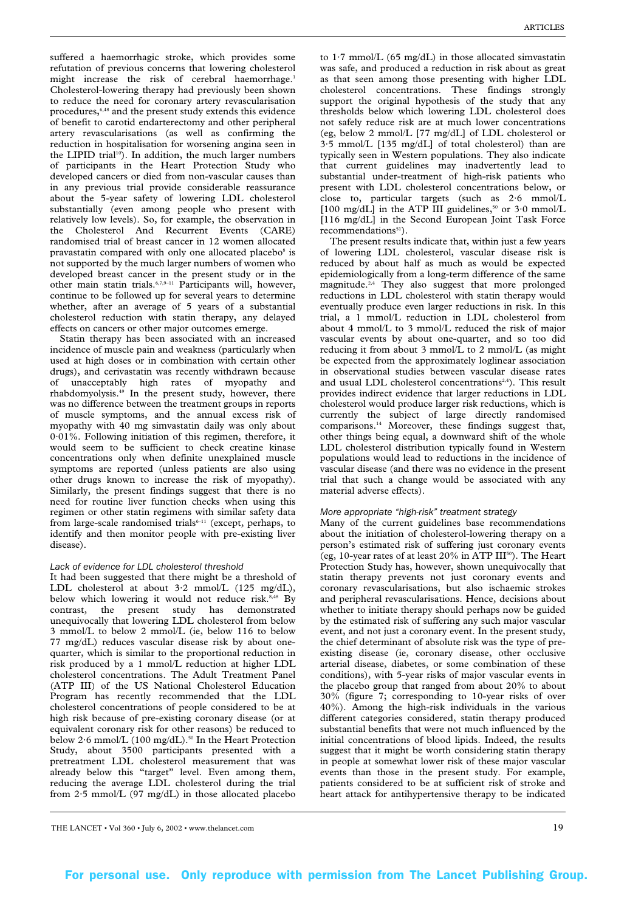suffered a haemorrhagic stroke, which provides some refutation of previous concerns that lowering cholesterol might increase the risk of cerebral haemorrhage.[1] Cholesterol-lowering therapy had previously been shown to reduce the need for coronary artery revascularisation procedures,[6,48] and the present study extends this evidence of benefit to carotid endarterectomy and other peripheral artery revascularisations (as well as confirming the reduction in hospitalisation for worsening angina seen in the LIPID trial[10]). In addition, the much larger numbers of participants in the Heart Protection Study who developed cancers or died from non-vascular causes than in any previous trial provide considerable reassurance about the 5-year safety of lowering LDL cholesterol substantially (even among people who present with relatively low levels). So, for example, the observation in the Cholesterol And Recurrent Events (CARE) randomised trial of breast cancer in 12 women allocated pravastatin compared with only one allocated placebo[8] is not supported by the much larger numbers of women who developed breast cancer in the present study or in the other main statin trials.[6,7,9–11] Participants will, however, continue to be followed up for several years to determine whether, after an average of 5 years of a substantial cholesterol reduction with statin therapy, any delayed effects on cancers or other major outcomes emerge.

Statin therapy has been associated with an increased incidence of muscle pain and weakness (particularly when used at high doses or in combination with certain other drugs), and cerivastatin was recently withdrawn because of unacceptably high rates of myopathy and rhabdomyolysis.[49] In the present study, however, there was no difference between the treatment groups in reports of muscle symptoms, and the annual excess risk of myopathy with 40 mg simvastatin daily was only about 0·01%. Following initiation of this regimen, therefore, it would seem to be sufficient to check creatine kinase concentrations only when definite unexplained muscle symptoms are reported (unless patients are also using other drugs known to increase the risk of myopathy). Similarly, the present findings suggest that there is no need for routine liver function checks when using this regimen or other statin regimens with similar safety data from large-scale randomised trials[6–11] (except, perhaps, to identify and then monitor people with pre-existing liver disease).

### *Lack of evidence for LDL cholesterol threshold*

It had been suggested that there might be a threshold of LDL cholesterol at about 3·2 mmol/L (125 mg/dL), below which lowering it would not reduce risk.[8,48] By contrast, the present study has demonstrated unequivocally that lowering LDL cholesterol from below 3 mmol/L to below 2 mmol/L (ie, below 116 to below 77 mg/dL) reduces vascular disease risk by about one-quarter, which is similar to the proportional reduction in risk produced by a 1 mmol/L reduction at higher LDL cholesterol concentrations. The Adult Treatment Panel (ATP III) of the US National Cholesterol Education Program has recently recommended that the LDL cholesterol concentrations of people considered to be at high risk because of pre-existing coronary disease (or at equivalent coronary risk for other reasons) be reduced to below 2·6 mmol/L (100 mg/dL).[50] In the Heart Protection Study, about 3500 participants presented with a pretreatment LDL cholesterol measurement that was already below this "target" level. Even among them, reducing the average LDL cholesterol during the trial from 2·5 mmol/L (97 mg/dL) in those allocated placebo to 1·7 mmol/L (65 mg/dL) in those allocated simvastatin was safe, and produced a reduction in risk about as great as that seen among those presenting with higher LDL cholesterol concentrations. These findings strongly support the original hypothesis of the study that any thresholds below which lowering LDL cholesterol does not safely reduce risk are at much lower concentrations (eg, below 2 mmol/L [77 mg/dL] of LDL cholesterol or 3·5 mmol/L [135 mg/dL] of total cholesterol) than are typically seen in Western populations. They also indicate that current guidelines may inadvertently lead to substantial under-treatment of high-risk patients who present with LDL cholesterol concentrations below, or close to, particular targets (such as 2·6 mmol/L [100 mg/dL] in the ATP III guidelines,[50] or 3·0 mmol/L [116 mg/dL] in the Second European Joint Task Force recommendations[51]).

The present results indicate that, within just a few years of lowering LDL cholesterol, vascular disease risk is reduced by about half as much as would be expected epidemiologically from a long-term difference of the same magnitude.[2,4] They also suggest that more prolonged reductions in LDL cholesterol with statin therapy would eventually produce even larger reductions in risk. In this trial, a 1 mmol/L reduction in LDL cholesterol from about 4 mmol/L to 3 mmol/L reduced the risk of major vascular events by about one-quarter, and so too did reducing it from about 3 mmol/L to 2 mmol/L (as might be expected from the approximately loglinear association in observational studies between vascular disease rates and usual LDL cholesterol concentrations[2,4]). This result provides indirect evidence that larger reductions in LDL cholesterol would produce larger risk reductions, which is currently the subject of large directly randomised comparisons.[14] Moreover, these findings suggest that, other things being equal, a downward shift of the whole LDL cholesterol distribution typically found in Western populations would lead to reductions in the incidence of vascular disease (and there was no evidence in the present trial that such a change would be associated with any material adverse effects).

### *More appropriate "high-risk" treatment strategy*

Many of the current guidelines base recommendations about the initiation of cholesterol-lowering therapy on a person's estimated risk of suffering just coronary events (eg, 10-year rates of at least 20% in ATP III[50]). The Heart Protection Study has, however, shown unequivocally that statin therapy prevents not just coronary events and coronary revascularisations, but also ischaemic strokes and peripheral revascularisations. Hence, decisions about whether to initiate therapy should perhaps now be guided by the estimated risk of suffering any such major vascular event, and not just a coronary event. In the present study, the chief determinant of absolute risk was the type of pre-existing disease (ie, coronary disease, other occlusive arterial disease, diabetes, or some combination of these conditions), with 5-year risks of major vascular events in the placebo group that ranged from about 20% to about 30% (figure 7; corresponding to 10-year risks of over 40%). Among the high-risk individuals in the various different categories considered, statin therapy produced substantial benefits that were not much influenced by the initial concentrations of blood lipids. Indeed, the results suggest that it might be worth considering statin therapy in people at somewhat lower risk of these major vascular events than those in the present study. For example, patients considered to be at sufficient risk of stroke and heart attack for antihypertensive therapy to be indicated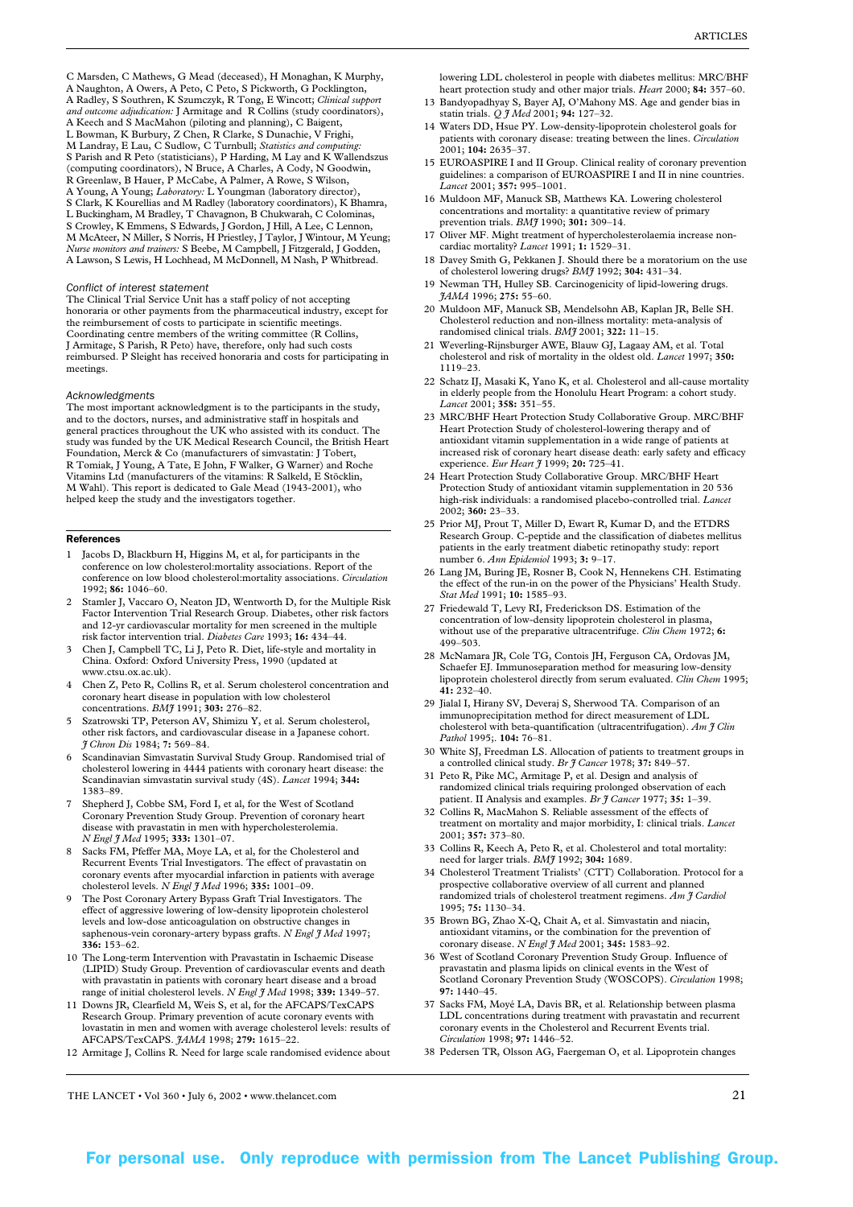C Marsden, C Mathews, G Mead (deceased), H Monaghan, K Murphy, A Naughton, A Owers, A Peto, C Peto, S Pickworth, G Pocklington, A Radley, S Southren, K Szumczyk, R Tong, E Wincott; *Clinical support and outcome adjudication:* J Armitage and R Collins (study coordinators), A Keech and S MacMahon (piloting and planning), C Baigent, L Bowman, K Burbury, Z Chen, R Clarke, S Dunachie, V Frighi, M Landray, E Lau, C Sudlow, C Turnbull; *Statistics and computing:* S Parish and R Peto (statisticians), P Harding, M Lay and K Wallendszus (computing coordinators), N Bruce, A Charles, A Cody, N Goodwin, R Greenlaw, B Hauer, P McCabe, A Palmer, A Rowe, S Wilson, A Young, A Young; *Laboratory:* L Youngman (laboratory director), S Clark, K Kourellias and M Radley (laboratory coordinators), K Bhamra, L Buckingham, M Bradley, T Chavagnon, B Chukwarah, C Colominas, S Crowley, K Emmens, S Edwards, J Gordon, J Hill, A Lee, C Lennon, M McAteer, N Miller, S Norris, H Priestley, J Taylor, J Wintour, M Yeung; *Nurse monitors and trainers:* S Beebe, M Campbell, J Fitzgerald, J Godden, A Lawson, S Lewis, H Lochhead, M McDonnell, M Nash, P Whitbread.

*Conflict of interest statement*

The Clinical Trial Service Unit has a staff policy of not accepting honoraria or other payments from the pharmaceutical industry, except for the reimbursement of costs to participate in scientific meetings. Coordinating centre members of the writing committee (R Collins, J Armitage, S Parish, R Peto) have, therefore, only had such costs reimbursed. P Sleight has received honoraria and costs for participating in meetings.

*Acknowledgments*

The most important acknowledgment is to the participants in the study, and to the doctors, nurses, and administrative staff in hospitals and general practices throughout the UK who assisted with its conduct. The study was funded by the UK Medical Research Council, the British Heart Foundation, Merck & Co (manufacturers of simvastatin: J Tobert, R Tomiak, J Young, A Tate, E John, F Walker, G Warner) and Roche Vitamins Ltd (manufacturers of the vitamins: R Salkeld, E Stöcklin, M Wahl). This report is dedicated to Gale Mead (1943-2001), who helped keep the study and the investigators together.

## References

1. Jacobs D, Blackburn H, Higgins M, et al, for participants in the conference on low cholesterol:mortality associations. Report of the conference on low blood cholesterol:mortality associations. *Circulation* 1992; **86:** 1046–60.
2. Stamler J, Vaccaro O, Neaton JD, Wentworth D, for the Multiple Risk Factor Intervention Trial Research Group. Diabetes, other risk factors and 12-yr cardiovascular mortality for men screened in the multiple risk factor intervention trial. *Diabetes Care* 1993; **16:** 434–44.
3. Chen J, Campbell TC, Li J, Peto R. Diet, life-style and mortality in China. Oxford: Oxford University Press, 1990 (updated at www.ctsu.ox.ac.uk).
4. Chen Z, Peto R, Collins R, et al. Serum cholesterol concentration and coronary heart disease in population with low cholesterol concentrations. *BMJ* 1991; **303:** 276–82.
5. Szatrowski TP, Peterson AV, Shimizu Y, et al. Serum cholesterol, other risk factors, and cardiovascular disease in a Japanese cohort. *J Chron Dis* 1984; **7:** 569–84.
6. Scandinavian Simvastatin Survival Study Group. Randomised trial of cholesterol lowering in 4444 patients with coronary heart disease: the Scandinavian simvastatin survival study (4S). *Lancet* 1994; **344:** 1383–89.
7. Shepherd J, Cobbe SM, Ford I, et al, for the West of Scotland Coronary Prevention Study Group. Prevention of coronary heart disease with pravastatin in men with hypercholesterolemia. *N Engl J Med* 1995; **333:** 1301–07.
8. Sacks FM, Pfeffer MA, Moye LA, et al, for the Cholesterol and Recurrent Events Trial Investigators. The effect of pravastatin on coronary events after myocardial infarction in patients with average cholesterol levels. *N Engl J Med* 1996; **335:** 1001–09.
9. The Post Coronary Artery Bypass Graft Trial Investigators. The effect of aggressive lowering of low-density lipoprotein cholesterol levels and low-dose anticoagulation on obstructive changes in saphenous-vein coronary-artery bypass grafts. *N Engl J Med* 1997; **336:** 153–62.
10. The Long-term Intervention with Pravastatin in Ischaemic Disease (LIPID) Study Group. Prevention of cardiovascular events and death with pravastatin in patients with coronary heart disease and a broad range of initial cholesterol levels. *N Engl J Med* 1998; **339:** 1349–57.
11. Downs JR, Clearfield M, Weis S, et al, for the AFCAPS/TexCAPS Research Group. Primary prevention of acute coronary events with lovastatin in men and women with average cholesterol levels: results of AFCAPS/TexCAPS. *JAMA* 1998; **279:** 1615–22.
12. Armitage J, Collins R. Need for large scale randomised evidence about lowering LDL cholesterol in people with diabetes mellitus: MRC/BHF heart protection study and other major trials. *Heart* 2000; **84:** 357–60.
13. Bandyopadhyay S, Bayer AJ, O'Mahony MS. Age and gender bias in statin trials. *Q J Med* 2001; **94:** 127–32.
14. Waters DD, Hsue PY. Low-density-lipoprotein cholesterol goals for patients with coronary disease: treating between the lines. *Circulation* 2001; **104:** 2635–37.
15. EUROASPIRE I and II Group. Clinical reality of coronary prevention guidelines: a comparison of EUROASPIRE I and II in nine countries. *Lancet* 2001; **357:** 995–1001.
16. Muldoon MF, Manuck SB, Matthews KA. Lowering cholesterol concentrations and mortality: a quantitative review of primary prevention trials. *BMJ* 1990; **301:** 309–14.
17. Oliver MF. Might treatment of hypercholesterolaemia increase non-cardiac mortality? *Lancet* 1991; **1:** 1529–31.
18. Davey Smith G, Pekkanen J. Should there be a moratorium on the use of cholesterol lowering drugs? *BMJ* 1992; **304:** 431–34.
19. Newman TH, Hulley SB. Carcinogenicity of lipid-lowering drugs. *JAMA* 1996; **275:** 55–60.
20. Muldoon MF, Manuck SB, Mendelsohn AB, Kaplan JR, Belle SH. Cholesterol reduction and non-illness mortality: meta-analysis of randomised clinical trials. *BMJ* 2001; **322:** 11–15.
21. Weverling-Rijnsburger AWE, Blauw GJ, Lagaay AM, et al. Total cholesterol and risk of mortality in the oldest old. *Lancet* 1997; **350:** 1119–23.
22. Schatz IJ, Masaki K, Yano K, et al. Cholesterol and all-cause mortality in elderly people from the Honolulu Heart Program: a cohort study. *Lancet* 2001; **358:** 351–55.
23. MRC/BHF Heart Protection Study Collaborative Group. MRC/BHF Heart Protection Study of cholesterol-lowering therapy and of antioxidant vitamin supplementation in a wide range of patients at increased risk of coronary heart disease death: early safety and efficacy experience. *Eur Heart J* 1999; **20:** 725–41.
24. Heart Protection Study Collaborative Group. MRC/BHF Heart Protection Study of antioxidant vitamin supplementation in 20 536 high-risk individuals: a randomised placebo-controlled trial. *Lancet* 2002; **360:** 23–33.
25. Prior MJ, Prout T, Miller D, Ewart R, Kumar D, and the ETDRS Research Group. C-peptide and the classification of diabetes mellitus patients in the early treatment diabetic retinopathy study: report number 6. *Ann Epidemiol* 1993; **3:** 9–17.
26. Lang JM, Buring JE, Rosner B, Cook N, Hennekens CH. Estimating the effect of the run-in on the power of the Physicians' Health Study. *Stat Med* 1991; **10:** 1585–93.
27. Friedewald T, Levy RI, Frederickson DS. Estimation of the concentration of low-density lipoprotein cholesterol in plasma, without use of the preparative ultracentrifuge. *Clin Chem* 1972; **6:** 499–503.
28. McNamara JR, Cole TG, Contois JH, Ferguson CA, Ordovas JM, Schaefer EJ. Immunoseparation method for measuring low-density lipoprotein cholesterol directly from serum evaluated. *Clin Chem* 1995; **41:** 232–40.
29. Jialal I, Hirany SV, Deveraj S, Sherwood TA. Comparison of an immunoprecipitation method for direct measurement of LDL cholesterol with beta-quantification (ultracentrifugation). *Am J Clin Pathol* 1995;. **104:** 76–81.
30. White SJ, Freedman LS. Allocation of patients to treatment groups in a controlled clinical study. *Br J Cancer* 1978; **37:** 849–57.
31. Peto R, Pike MC, Armitage P, et al. Design and analysis of randomized clinical trials requiring prolonged observation of each patient. II Analysis and examples. *Br J Cancer* 1977; **35:** 1–39.
32. Collins R, MacMahon S. Reliable assessment of the effects of treatment on mortality and major morbidity, I: clinical trials. *Lancet* 2001; **357:** 373–80.
33. Collins R, Keech A, Peto R, et al. Cholesterol and total mortality: need for larger trials. *BMJ* 1992; **304:** 1689.
34. Cholesterol Treatment Trialists' (CTT) Collaboration. Protocol for a prospective collaborative overview of all current and planned randomized trials of cholesterol treatment regimens. *Am J Cardiol* 1995; **75:** 1130–34.
35. Brown BG, Zhao X-Q, Chait A, et al. Simvastatin and niacin, antioxidant vitamins, or the combination for the prevention of coronary disease. *N Engl J Med* 2001; **345:** 1583–92.
36. West of Scotland Coronary Prevention Study Group. Influence of pravastatin and plasma lipids on clinical events in the West of Scotland Coronary Prevention Study (WOSCOPS). *Circulation* 1998; **97:** 1440–45.
37. Sacks FM, Moyé LA, Davis BR, et al. Relationship between plasma LDL concentrations during treatment with pravastatin and recurrent coronary events in the Cholesterol and Recurrent Events trial. *Circulation* 1998; **97:** 1446–52.
38. Pedersen TR, Olsson AG, Faergeman O, et al. Lipoprotein changes

For personal use. Only reproduce with permission from The Lancet Publishing Group.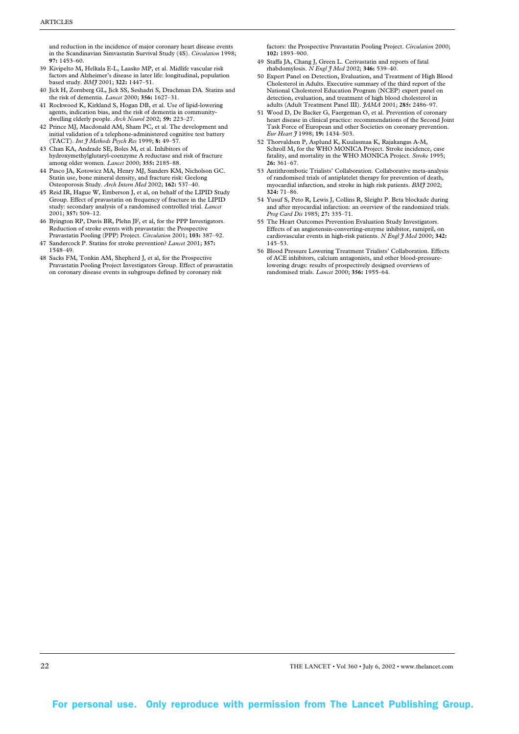and reduction in the incidence of major coronary heart disease events in the Scandinavian Simvastatin Survival Study (4S). *Circulation* 1998; **97:** 1453–60.

39 Kivipelto M, Helkala E-L, Laasko MP, et al. Midlife vascular risk factors and Alzheimer's disease in later life: longitudinal, population based study. *BMJ* 2001; **322:** 1447–51.

40 Jick H, Zornberg GL, Jick SS, Seshadri S, Drachman DA. Statins and the risk of dementia. *Lancet* 2000; **356:** 1627–31.

41 Rockwood K, Kirkland S, Hogan DB, et al. Use of lipid-lowering agents, indication bias, and the risk of dementia in community-dwelling elderly people. *Arch Neurol* 2002; **59:** 223–27.

42 Prince MJ, Macdonald AM, Sham PC, et al. The development and initial validation of a telephone-administered cognitive test battery (TACT). *Int J Methods Psych Res* 1999; **8:** 49–57.

43 Chan KA, Andrade SE, Boles M, et al. Inhibitors of hydroxymethylglutaryl-coenzyme A reductase and risk of fracture among older women. *Lancet* 2000; **355:** 2185–88.

44 Pasco JA, Kotowicz MA, Henry MJ, Sanders KM, Nicholson GC. Statin use, bone mineral density, and fracture risk: Geelong Osteoporosis Study. *Arch Intern Med* 2002; **162:** 537–40.

45 Reid IR, Hague W, Emberson J, et al, on behalf of the LIPID Study Group. Effect of pravastatin on frequency of fracture in the LIPID study: secondary analysis of a randomised controlled trial. *Lancet* 2001; **357:** 509–12.

46 Byington RP, Davis BR, Plehn JF, et al, for the PPP Investigators. Reduction of stroke events with pravastatin: the Prospective Pravastatin Pooling (PPP) Project. *Circulation* 2001; **103:** 387–92.

47 Sandercock P. Statins for stroke prevention? *Lancet* 2001; **357:** 1548–49.

48 Sacks FM, Tonkin AM, Shepherd J, et al, for the Prospective Pravastatin Pooling Project Investigators Group. Effect of pravastatin on coronary disease events in subgroups defined by coronary risk factors: the Prospective Pravastatin Pooling Project. *Circulation* 2000; **102:** 1893–900.

49 Staffa JA, Chang J, Green L. Cerivastatin and reports of fatal rhabdomylosis. *N Engl J Med* 2002; **346:** 539–40.

50 Expert Panel on Detection, Evaluation, and Treatment of High Blood Cholesterol in Adults. Executive summary of the third report of the National Cholesterol Education Program (NCEP) expert panel on detection, evaluation, and treatment of high blood cholesterol in adults (Adult Treatment Panel III). *JAMA* 2001; **285:** 2486–97.

51 Wood D, De Backer G, Faergeman O, et al. Prevention of coronary heart disease in clinical practice: recommendations of the Second Joint Task Force of European and other Societies on coronary prevention. *Eur Heart J* 1998; **19:** 1434–503.

52 Thorvaldsen P, Asplund K, Kuulasmaa K, Rajakangas A-M, Schroll M, for the WHO MONICA Project. Stroke incidence, case fatality, and mortality in the WHO MONICA Project. *Stroke* 1995; **26:** 361–67.

53 Antithrombotic Trialists' Collaboration. Collaborative meta-analysis of randomised trials of antiplatelet therapy for prevention of death, myocardial infarction, and stroke in high risk patients. *BMJ* 2002; **324:** 71–86.

54 Yusuf S, Peto R, Lewis J, Collins R, Sleight P. Beta blockade during and after myocardial infarction: an overview of the randomized trials. *Prog Card Dis* 1985; **27:** 335–71.

55 The Heart Outcomes Prevention Evaluation Study Investigators. Effects of an angiotensin-converting-enzyme inhibitor, ramipril, on cardiovascular events in high-risk patients. *N Engl J Med* 2000; **342:** 145–53.

56 Blood Pressure Lowering Treatment Trialists' Collaboration. Effects of ACE inhibitors, calcium antagonists, and other blood-pressure-lowering drugs: results of prospectively designed overviews of randomised trials. *Lancet* 2000; **356:** 1955–64.

For personal use. Only reproduce with permission from The Lancet Publishing Group.